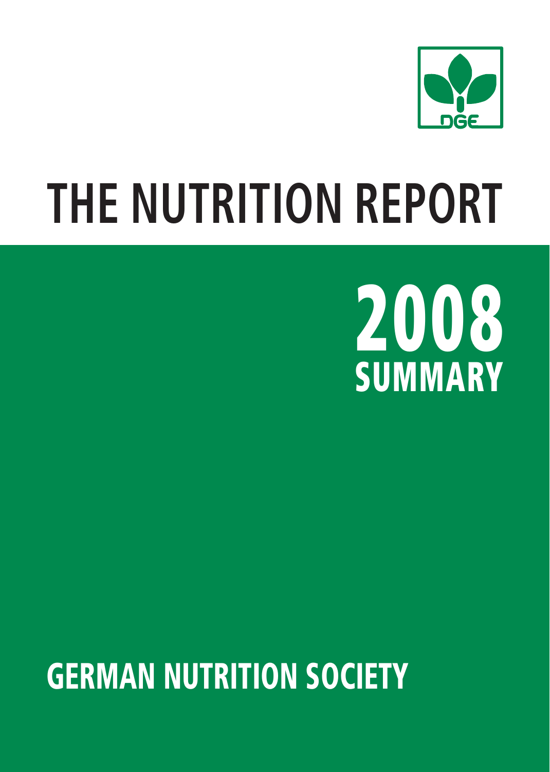DGE

# THE NUTRITION REPORT

## 2008
## SUMMARY

**GERMAN NUTRITION SOCIETY**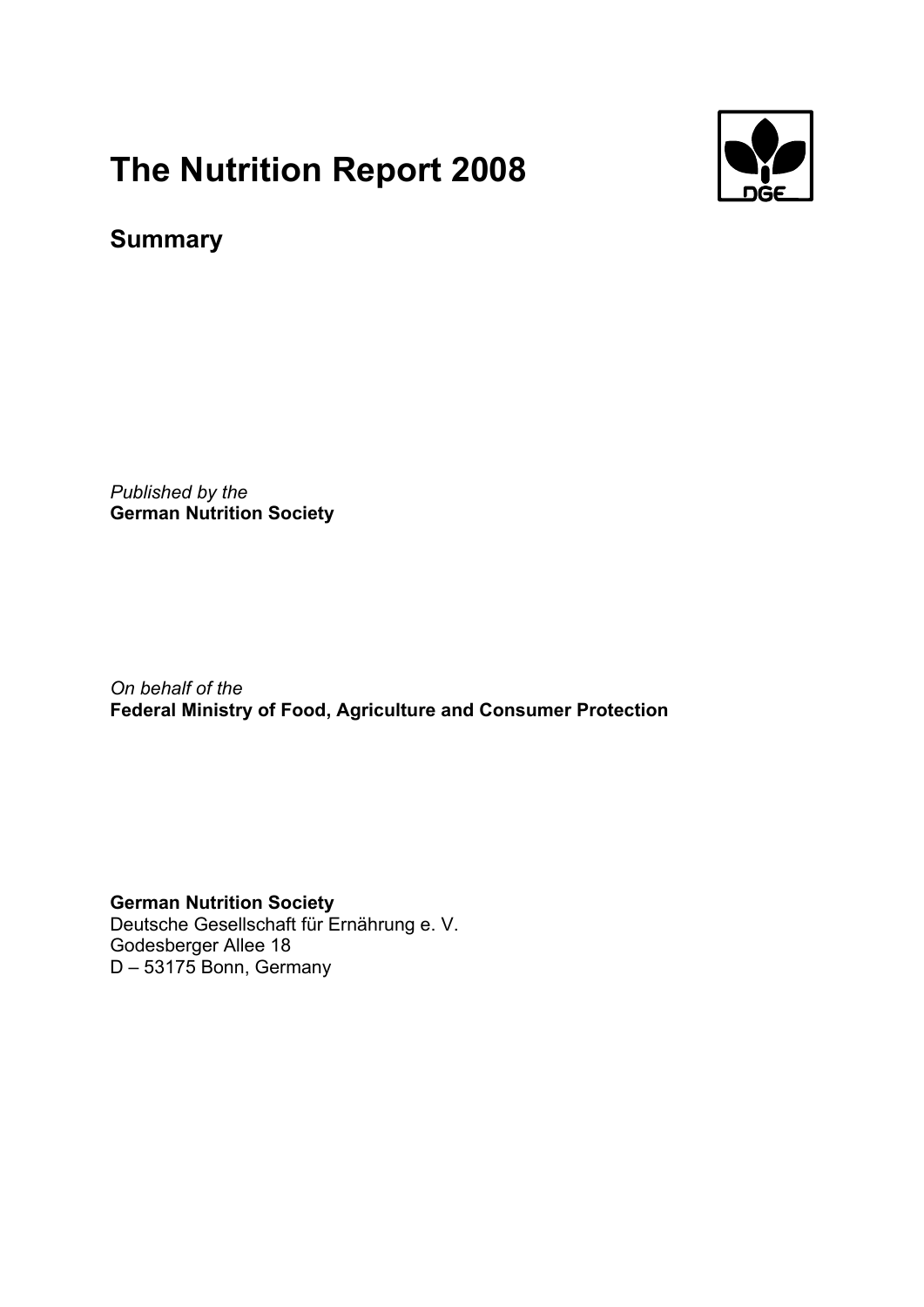# The Nutrition Report 2008

## Summary

*Published by the*
**German Nutrition Society**

*On behalf of the*
**Federal Ministry of Food, Agriculture and Consumer Protection**

**German Nutrition Society**
Deutsche Gesellschaft für Ernährung e. V.
Godesberger Allee 18
D – 53175 Bonn, Germany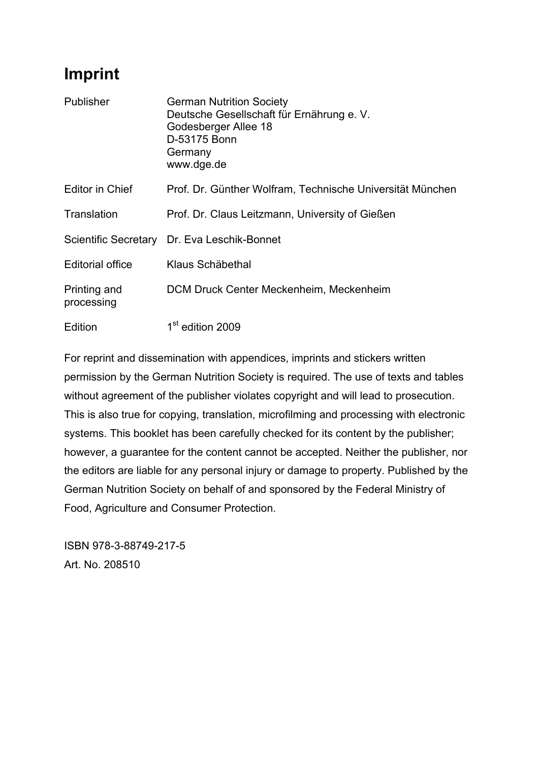# Imprint

| | |
|---|---|
| Publisher | German Nutrition Society<br>Deutsche Gesellschaft für Ernährung e. V.<br>Godesberger Allee 18<br>D-53175 Bonn<br>Germany<br>www.dge.de |
| Editor in Chief | Prof. Dr. Günther Wolfram, Technische Universität München |
| Translation | Prof. Dr. Claus Leitzmann, University of Gießen |
| Scientific Secretary | Dr. Eva Leschik-Bonnet |
| Editorial office | Klaus Schäbethal |
| Printing and processing | DCM Druck Center Meckenheim, Meckenheim |
| Edition | 1st edition 2009 |

For reprint and dissemination with appendices, imprints and stickers written permission by the German Nutrition Society is required. The use of texts and tables without agreement of the publisher violates copyright and will lead to prosecution. This is also true for copying, translation, microfilming and processing with electronic systems. This booklet has been carefully checked for its content by the publisher; however, a guarantee for the content cannot be accepted. Neither the publisher, nor the editors are liable for any personal injury or damage to property. Published by the German Nutrition Society on behalf of and sponsored by the Federal Ministry of Food, Agriculture and Consumer Protection.

ISBN 978-3-88749-217-5
Art. No. 208510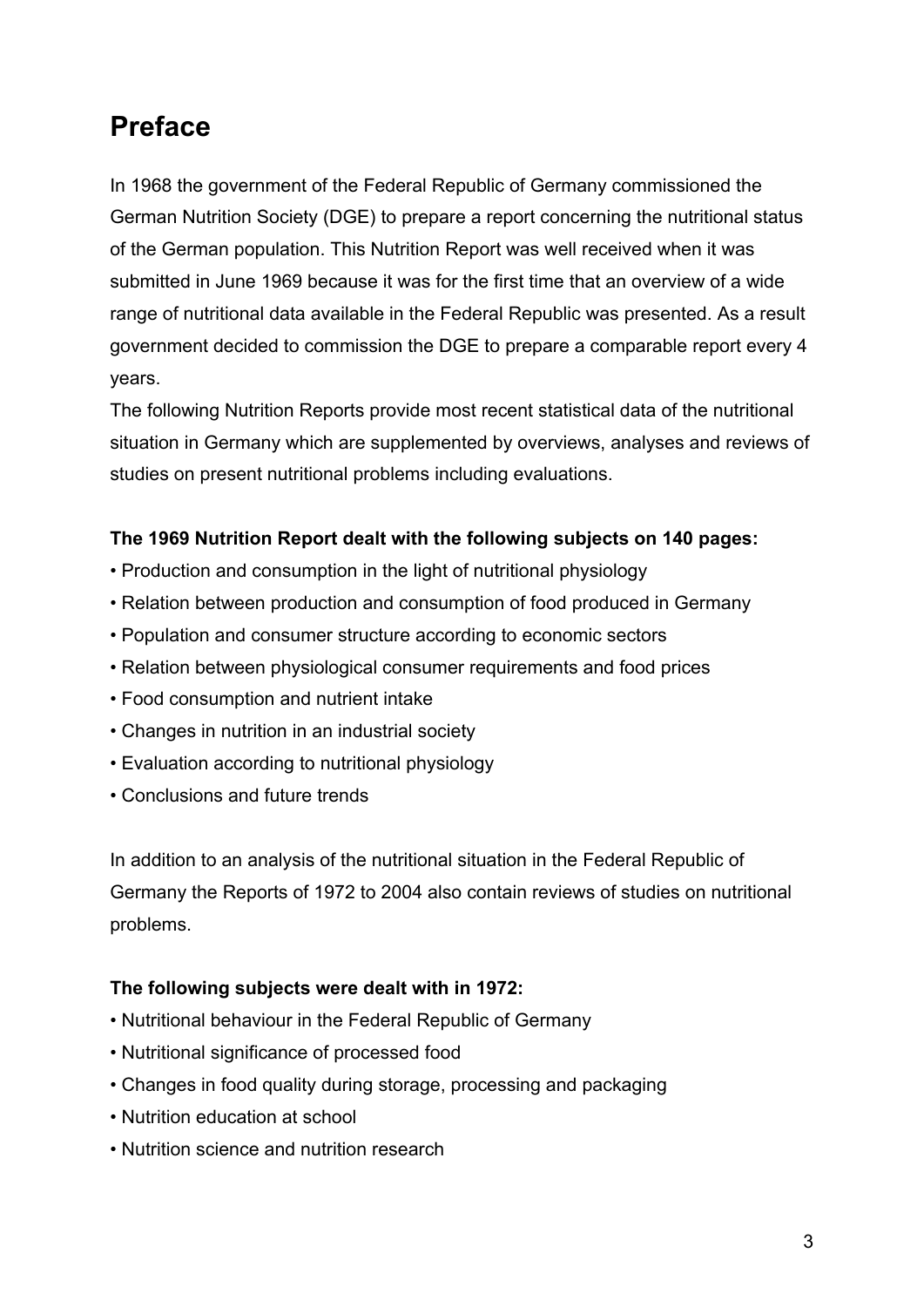# Preface

In 1968 the government of the Federal Republic of Germany commissioned the German Nutrition Society (DGE) to prepare a report concerning the nutritional status of the German population. This Nutrition Report was well received when it was submitted in June 1969 because it was for the first time that an overview of a wide range of nutritional data available in the Federal Republic was presented. As a result government decided to commission the DGE to prepare a comparable report every 4 years.

The following Nutrition Reports provide most recent statistical data of the nutritional situation in Germany which are supplemented by overviews, analyses and reviews of studies on present nutritional problems including evaluations.

**The 1969 Nutrition Report dealt with the following subjects on 140 pages:**

- Production and consumption in the light of nutritional physiology
- Relation between production and consumption of food produced in Germany
- Population and consumer structure according to economic sectors
- Relation between physiological consumer requirements and food prices
- Food consumption and nutrient intake
- Changes in nutrition in an industrial society
- Evaluation according to nutritional physiology
- Conclusions and future trends

In addition to an analysis of the nutritional situation in the Federal Republic of Germany the Reports of 1972 to 2004 also contain reviews of studies on nutritional problems.

**The following subjects were dealt with in 1972:**

- Nutritional behaviour in the Federal Republic of Germany
- Nutritional significance of processed food
- Changes in food quality during storage, processing and packaging
- Nutrition education at school
- Nutrition science and nutrition research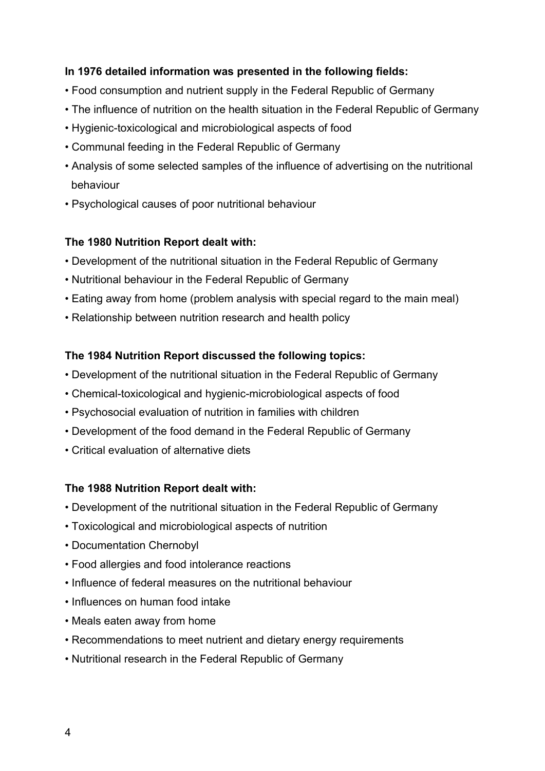**In 1976 detailed information was presented in the following fields:**

- Food consumption and nutrient supply in the Federal Republic of Germany
- The influence of nutrition on the health situation in the Federal Republic of Germany
- Hygienic-toxicological and microbiological aspects of food
- Communal feeding in the Federal Republic of Germany
- Analysis of some selected samples of the influence of advertising on the nutritional behaviour
- Psychological causes of poor nutritional behaviour

**The 1980 Nutrition Report dealt with:**

- Development of the nutritional situation in the Federal Republic of Germany
- Nutritional behaviour in the Federal Republic of Germany
- Eating away from home (problem analysis with special regard to the main meal)
- Relationship between nutrition research and health policy

**The 1984 Nutrition Report discussed the following topics:**

- Development of the nutritional situation in the Federal Republic of Germany
- Chemical-toxicological and hygienic-microbiological aspects of food
- Psychosocial evaluation of nutrition in families with children
- Development of the food demand in the Federal Republic of Germany
- Critical evaluation of alternative diets

**The 1988 Nutrition Report dealt with:**

- Development of the nutritional situation in the Federal Republic of Germany
- Toxicological and microbiological aspects of nutrition
- Documentation Chernobyl
- Food allergies and food intolerance reactions
- Influence of federal measures on the nutritional behaviour
- Influences on human food intake
- Meals eaten away from home
- Recommendations to meet nutrient and dietary energy requirements
- Nutritional research in the Federal Republic of Germany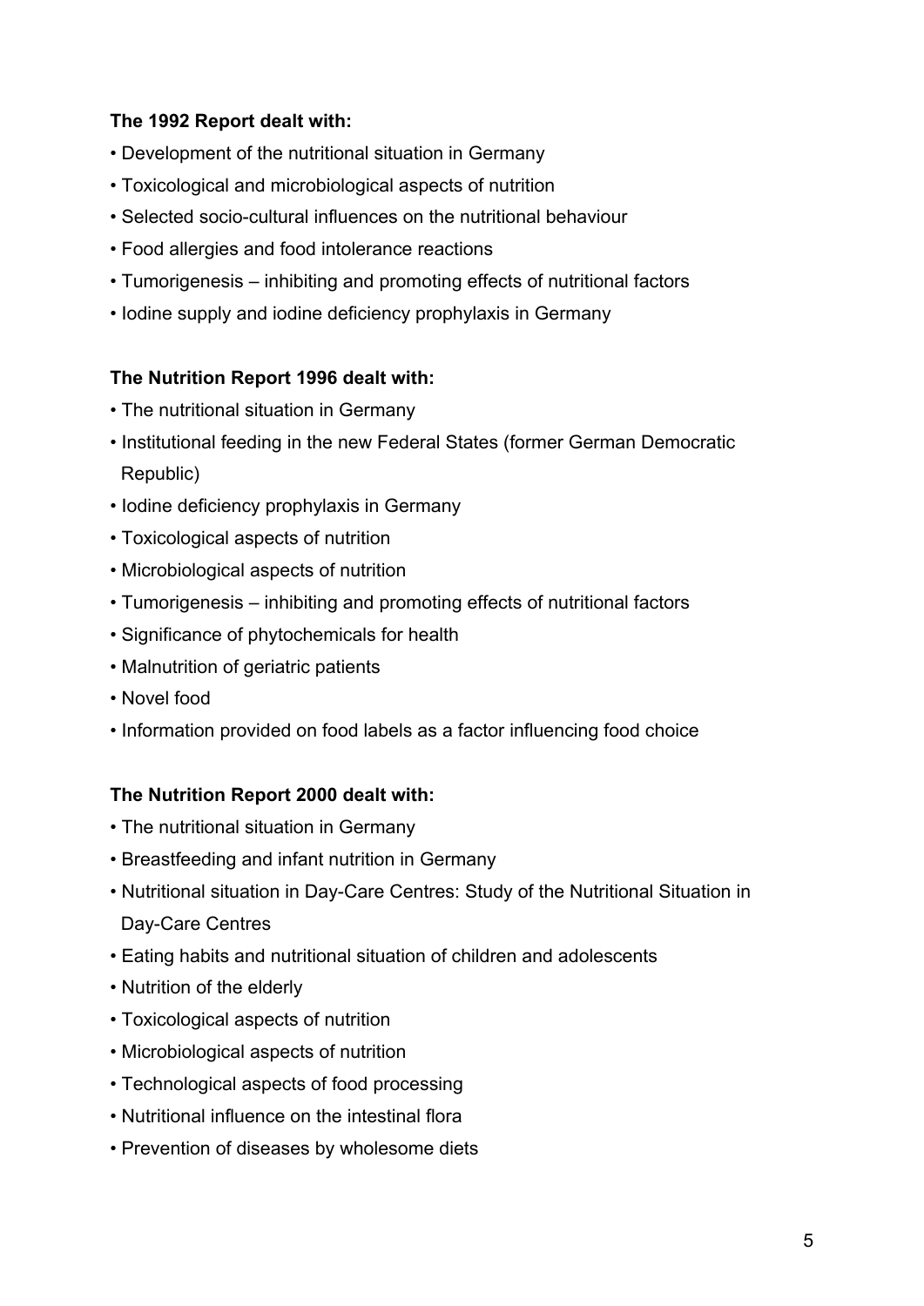**The 1992 Report dealt with:**

- Development of the nutritional situation in Germany
- Toxicological and microbiological aspects of nutrition
- Selected socio-cultural influences on the nutritional behaviour
- Food allergies and food intolerance reactions
- Tumorigenesis – inhibiting and promoting effects of nutritional factors
- Iodine supply and iodine deficiency prophylaxis in Germany

**The Nutrition Report 1996 dealt with:**

- The nutritional situation in Germany
- Institutional feeding in the new Federal States (former German Democratic Republic)
- Iodine deficiency prophylaxis in Germany
- Toxicological aspects of nutrition
- Microbiological aspects of nutrition
- Tumorigenesis – inhibiting and promoting effects of nutritional factors
- Significance of phytochemicals for health
- Malnutrition of geriatric patients
- Novel food
- Information provided on food labels as a factor influencing food choice

**The Nutrition Report 2000 dealt with:**

- The nutritional situation in Germany
- Breastfeeding and infant nutrition in Germany
- Nutritional situation in Day-Care Centres: Study of the Nutritional Situation in Day-Care Centres
- Eating habits and nutritional situation of children and adolescents
- Nutrition of the elderly
- Toxicological aspects of nutrition
- Microbiological aspects of nutrition
- Technological aspects of food processing
- Nutritional influence on the intestinal flora
- Prevention of diseases by wholesome diets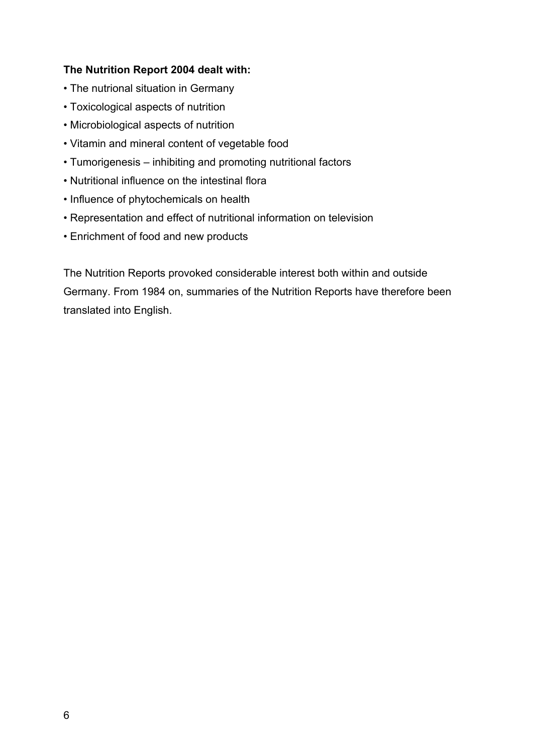**The Nutrition Report 2004 dealt with:**

- The nutrional situation in Germany
- Toxicological aspects of nutrition
- Microbiological aspects of nutrition
- Vitamin and mineral content of vegetable food
- Tumorigenesis – inhibiting and promoting nutritional factors
- Nutritional influence on the intestinal flora
- Influence of phytochemicals on health
- Representation and effect of nutritional information on television
- Enrichment of food and new products

The Nutrition Reports provoked considerable interest both within and outside Germany. From 1984 on, summaries of the Nutrition Reports have therefore been translated into English.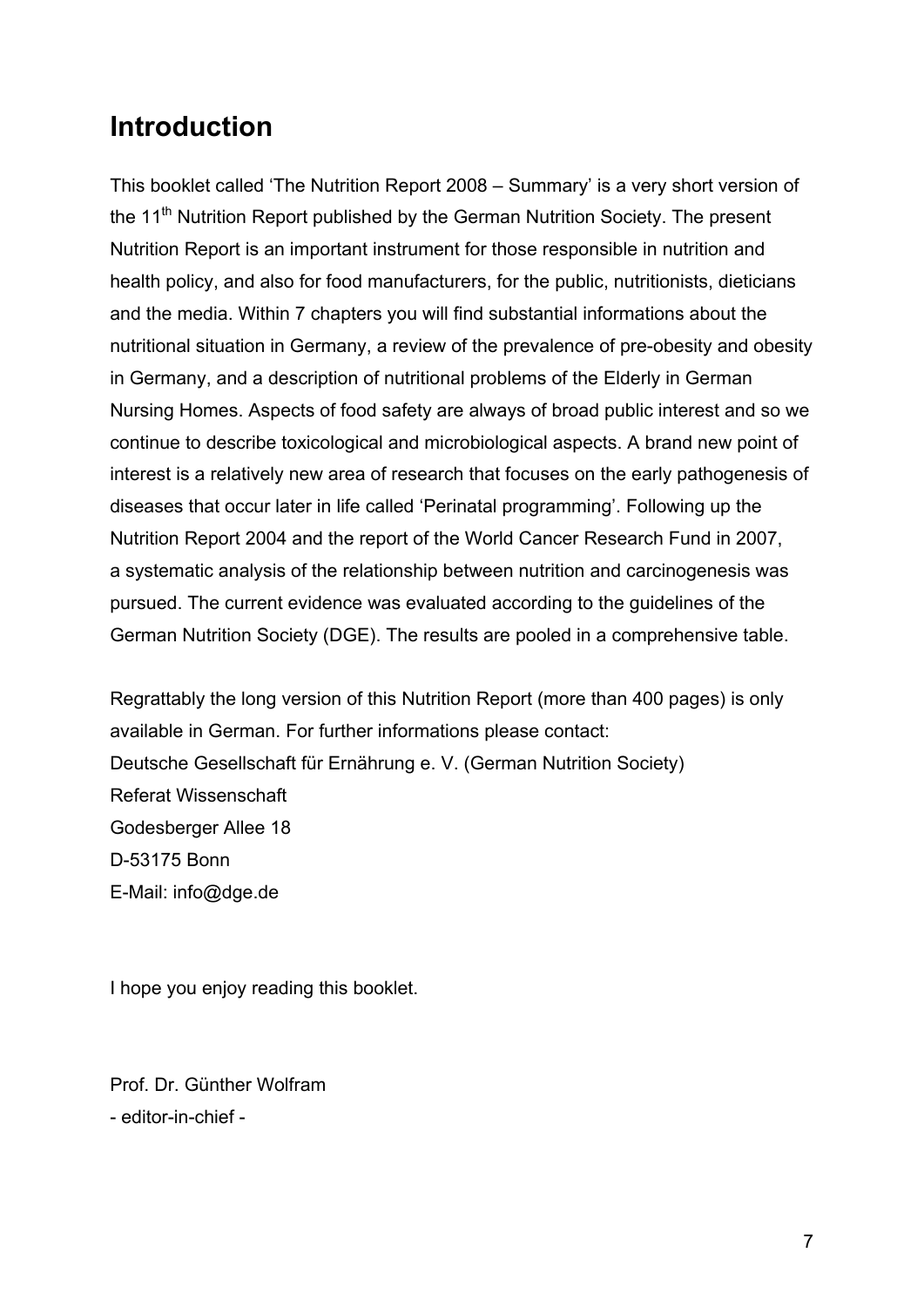# Introduction

This booklet called 'The Nutrition Report 2008 – Summary' is a very short version of the 11th Nutrition Report published by the German Nutrition Society. The present Nutrition Report is an important instrument for those responsible in nutrition and health policy, and also for food manufacturers, for the public, nutritionists, dieticians and the media. Within 7 chapters you will find substantial informations about the nutritional situation in Germany, a review of the prevalence of pre-obesity and obesity in Germany, and a description of nutritional problems of the Elderly in German Nursing Homes. Aspects of food safety are always of broad public interest and so we continue to describe toxicological and microbiological aspects. A brand new point of interest is a relatively new area of research that focuses on the early pathogenesis of diseases that occur later in life called 'Perinatal programming'. Following up the Nutrition Report 2004 and the report of the World Cancer Research Fund in 2007, a systematic analysis of the relationship between nutrition and carcinogenesis was pursued. The current evidence was evaluated according to the guidelines of the German Nutrition Society (DGE). The results are pooled in a comprehensive table.

Regrattably the long version of this Nutrition Report (more than 400 pages) is only available in German. For further informations please contact:
Deutsche Gesellschaft für Ernährung e. V. (German Nutrition Society)
Referat Wissenschaft
Godesberger Allee 18
D-53175 Bonn
E-Mail: info@dge.de

I hope you enjoy reading this booklet.

Prof. Dr. Günther Wolfram
- editor-in-chief -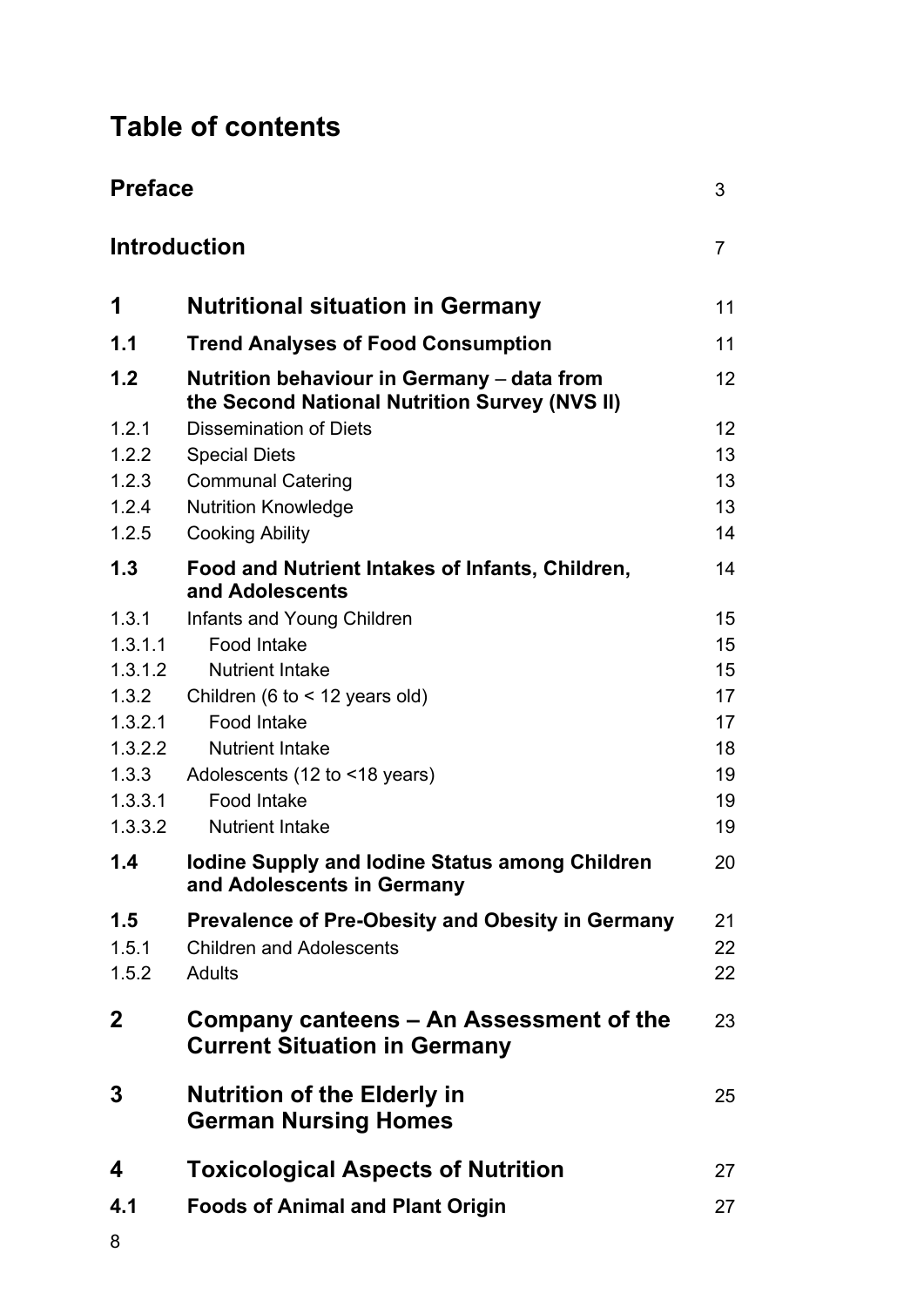# Table of contents

| | | |
|---|---|---|
| **Preface** | | 3 |
| **Introduction** | | 7 |
| **1** | **Nutritional situation in Germany** | 11 |
| **1.1** | **Trend Analyses of Food Consumption** | 11 |
| **1.2** | **Nutrition behaviour in Germany – data from the Second National Nutrition Survey (NVS II)** | 12 |
| 1.2.1 | Dissemination of Diets | 12 |
| 1.2.2 | Special Diets | 13 |
| 1.2.3 | Communal Catering | 13 |
| 1.2.4 | Nutrition Knowledge | 13 |
| 1.2.5 | Cooking Ability | 14 |
| **1.3** | **Food and Nutrient Intakes of Infants, Children, and Adolescents** | 14 |
| 1.3.1 | Infants and Young Children | 15 |
| 1.3.1.1 | Food Intake | 15 |
| 1.3.1.2 | Nutrient Intake | 15 |
| 1.3.2 | Children (6 to < 12 years old) | 17 |
| 1.3.2.1 | Food Intake | 17 |
| 1.3.2.2 | Nutrient Intake | 18 |
| 1.3.3 | Adolescents (12 to <18 years) | 19 |
| 1.3.3.1 | Food Intake | 19 |
| 1.3.3.2 | Nutrient Intake | 19 |
| **1.4** | **Iodine Supply and Iodine Status among Children and Adolescents in Germany** | 20 |
| **1.5** | **Prevalence of Pre-Obesity and Obesity in Germany** | 21 |
| 1.5.1 | Children and Adolescents | 22 |
| 1.5.2 | Adults | 22 |
| **2** | **Company canteens – An Assessment of the Current Situation in Germany** | 23 |
| **3** | **Nutrition of the Elderly in German Nursing Homes** | 25 |
| **4** | **Toxicological Aspects of Nutrition** | 27 |
| **4.1** | **Foods of Animal and Plant Origin** | 27 |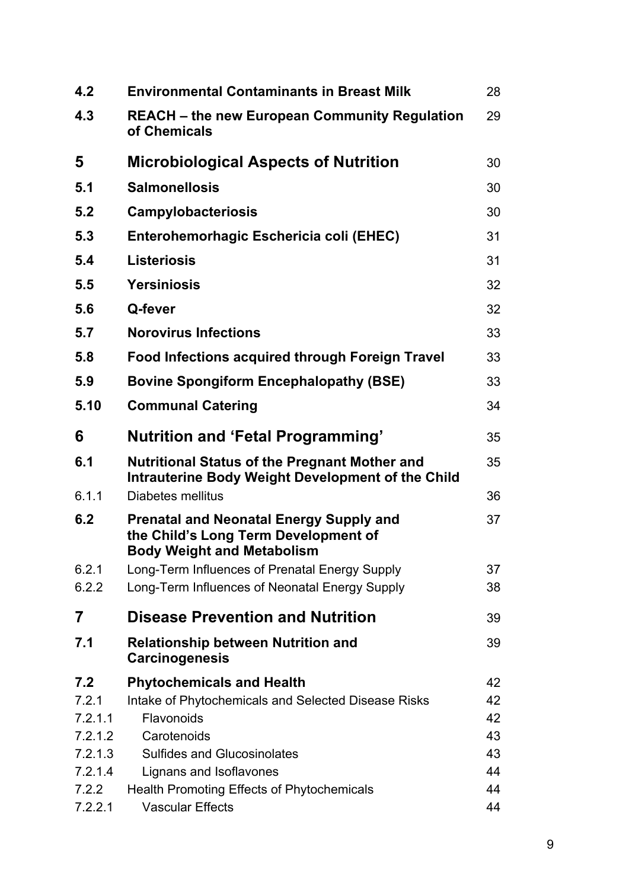| | | |
|---|---|---|
| **4.2** | **Environmental Contaminants in Breast Milk** | 28 |
| **4.3** | **REACH – the new European Community Regulation of Chemicals** | 29 |
| **5** | **Microbiological Aspects of Nutrition** | 30 |
| **5.1** | **Salmonellosis** | 30 |
| **5.2** | **Campylobacteriosis** | 30 |
| **5.3** | **Enterohemorhagic Eschericia coli (EHEC)** | 31 |
| **5.4** | **Listeriosis** | 31 |
| **5.5** | **Yersiniosis** | 32 |
| **5.6** | **Q-fever** | 32 |
| **5.7** | **Norovirus Infections** | 33 |
| **5.8** | **Food Infections acquired through Foreign Travel** | 33 |
| **5.9** | **Bovine Spongiform Encephalopathy (BSE)** | 33 |
| **5.10** | **Communal Catering** | 34 |
| **6** | **Nutrition and 'Fetal Programming'** | 35 |
| **6.1** | **Nutritional Status of the Pregnant Mother and Intrauterine Body Weight Development of the Child** | 35 |
| 6.1.1 | Diabetes mellitus | 36 |
| **6.2** | **Prenatal and Neonatal Energy Supply and the Child's Long Term Development of Body Weight and Metabolism** | 37 |
| 6.2.1 | Long-Term Influences of Prenatal Energy Supply | 37 |
| 6.2.2 | Long-Term Influences of Neonatal Energy Supply | 38 |
| **7** | **Disease Prevention and Nutrition** | 39 |
| **7.1** | **Relationship between Nutrition and Carcinogenesis** | 39 |
| **7.2** | **Phytochemicals and Health** | 42 |
| 7.2.1 | Intake of Phytochemicals and Selected Disease Risks | 42 |
| 7.2.1.1 | Flavonoids | 42 |
| 7.2.1.2 | Carotenoids | 43 |
| 7.2.1.3 | Sulfides and Glucosinolates | 43 |
| 7.2.1.4 | Lignans and Isoflavones | 44 |
| 7.2.2 | Health Promoting Effects of Phytochemicals | 44 |
| 7.2.2.1 | Vascular Effects | 44 |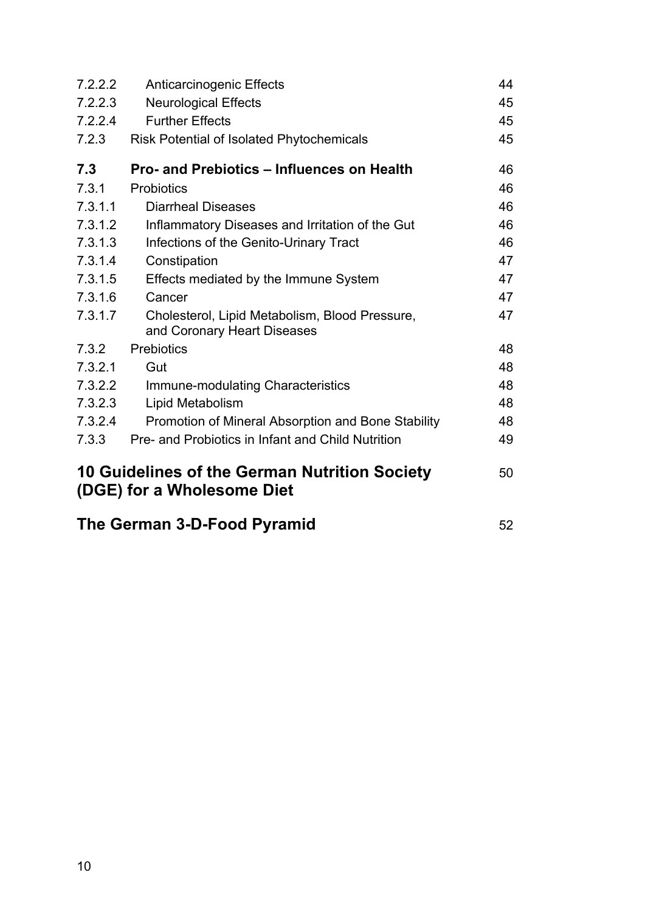| | | |
|---|---|---|
| 7.2.2.2 | Anticarcinogenic Effects | 44 |
| 7.2.2.3 | Neurological Effects | 45 |
| 7.2.2.4 | Further Effects | 45 |
| 7.2.3 | Risk Potential of Isolated Phytochemicals | 45 |
| **7.3** | **Pro- and Prebiotics – Influences on Health** | 46 |
| 7.3.1 | Probiotics | 46 |
| 7.3.1.1 | Diarrheal Diseases | 46 |
| 7.3.1.2 | Inflammatory Diseases and Irritation of the Gut | 46 |
| 7.3.1.3 | Infections of the Genito-Urinary Tract | 46 |
| 7.3.1.4 | Constipation | 47 |
| 7.3.1.5 | Effects mediated by the Immune System | 47 |
| 7.3.1.6 | Cancer | 47 |
| 7.3.1.7 | Cholesterol, Lipid Metabolism, Blood Pressure, and Coronary Heart Diseases | 47 |
| 7.3.2 | Prebiotics | 48 |
| 7.3.2.1 | Gut | 48 |
| 7.3.2.2 | Immune-modulating Characteristics | 48 |
| 7.3.2.3 | Lipid Metabolism | 48 |
| 7.3.2.4 | Promotion of Mineral Absorption and Bone Stability | 48 |
| 7.3.3 | Pre- and Probiotics in Infant and Child Nutrition | 49 |

**10 Guidelines of the German Nutrition Society (DGE) for a Wholesome Diet** 50

**The German 3-D-Food Pyramid** 52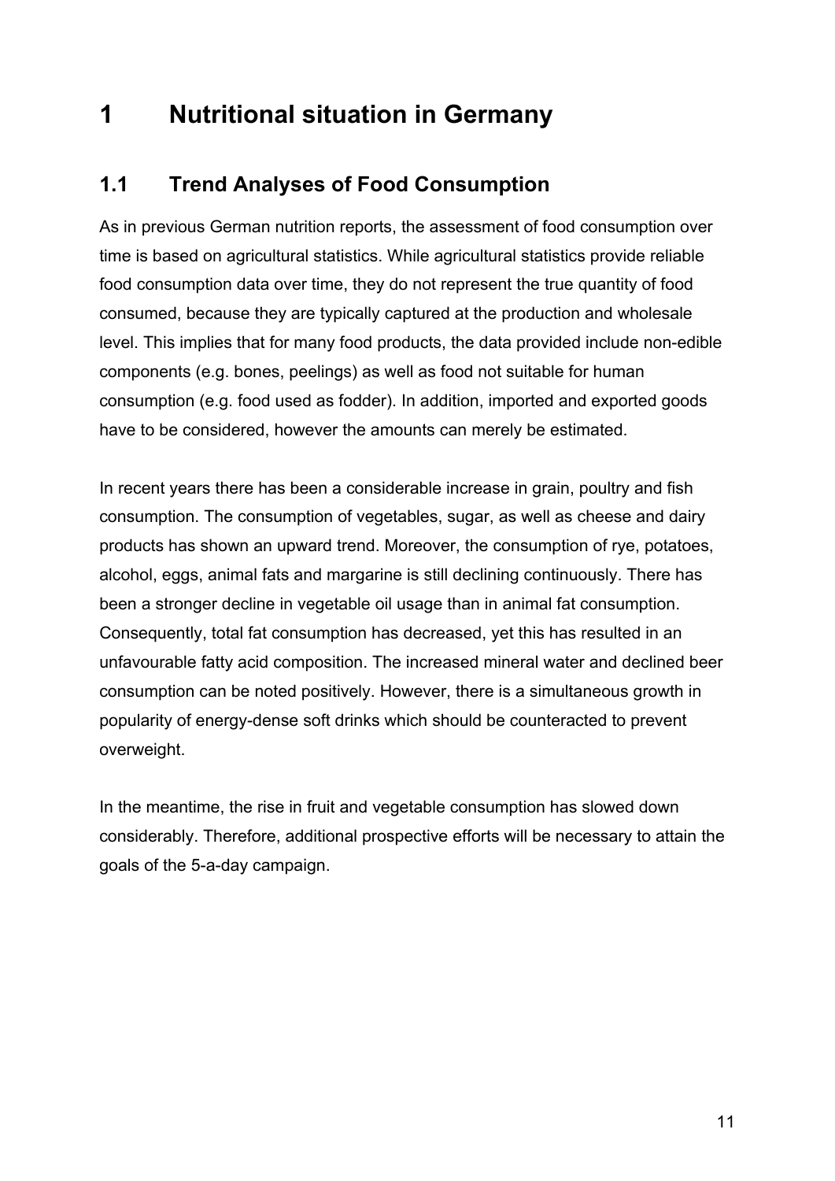# 1 Nutritional situation in Germany

## 1.1 Trend Analyses of Food Consumption

As in previous German nutrition reports, the assessment of food consumption over time is based on agricultural statistics. While agricultural statistics provide reliable food consumption data over time, they do not represent the true quantity of food consumed, because they are typically captured at the production and wholesale level. This implies that for many food products, the data provided include non-edible components (e.g. bones, peelings) as well as food not suitable for human consumption (e.g. food used as fodder). In addition, imported and exported goods have to be considered, however the amounts can merely be estimated.

In recent years there has been a considerable increase in grain, poultry and fish consumption. The consumption of vegetables, sugar, as well as cheese and dairy products has shown an upward trend. Moreover, the consumption of rye, potatoes, alcohol, eggs, animal fats and margarine is still declining continuously. There has been a stronger decline in vegetable oil usage than in animal fat consumption. Consequently, total fat consumption has decreased, yet this has resulted in an unfavourable fatty acid composition. The increased mineral water and declined beer consumption can be noted positively. However, there is a simultaneous growth in popularity of energy-dense soft drinks which should be counteracted to prevent overweight.

In the meantime, the rise in fruit and vegetable consumption has slowed down considerably. Therefore, additional prospective efforts will be necessary to attain the goals of the 5-a-day campaign.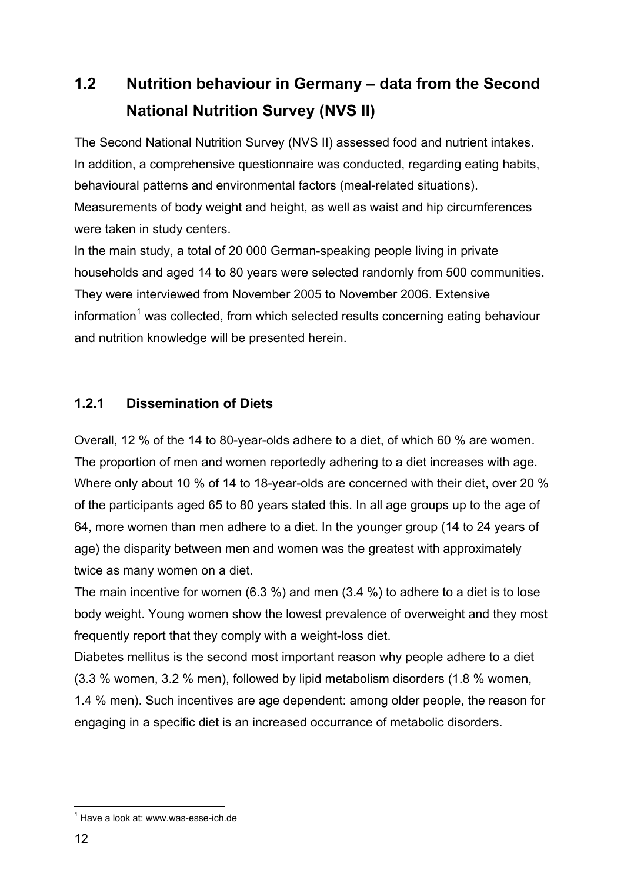## 1.2 Nutrition behaviour in Germany – data from the Second National Nutrition Survey (NVS II)

The Second National Nutrition Survey (NVS II) assessed food and nutrient intakes. In addition, a comprehensive questionnaire was conducted, regarding eating habits, behavioural patterns and environmental factors (meal-related situations). Measurements of body weight and height, as well as waist and hip circumferences were taken in study centers.

In the main study, a total of 20 000 German-speaking people living in private households and aged 14 to 80 years were selected randomly from 500 communities. They were interviewed from November 2005 to November 2006. Extensive information[1] was collected, from which selected results concerning eating behaviour and nutrition knowledge will be presented herein.

### 1.2.1 Dissemination of Diets

Overall, 12 % of the 14 to 80-year-olds adhere to a diet, of which 60 % are women. The proportion of men and women reportedly adhering to a diet increases with age. Where only about 10 % of 14 to 18-year-olds are concerned with their diet, over 20 % of the participants aged 65 to 80 years stated this. In all age groups up to the age of 64, more women than men adhere to a diet. In the younger group (14 to 24 years of age) the disparity between men and women was the greatest with approximately twice as many women on a diet.

The main incentive for women (6.3 %) and men (3.4 %) to adhere to a diet is to lose body weight. Young women show the lowest prevalence of overweight and they most frequently report that they comply with a weight-loss diet.

Diabetes mellitus is the second most important reason why people adhere to a diet (3.3 % women, 3.2 % men), followed by lipid metabolism disorders (1.8 % women, 1.4 % men). Such incentives are age dependent: among older people, the reason for engaging in a specific diet is an increased occurrance of metabolic disorders.

[1] Have a look at: www.was-esse-ich.de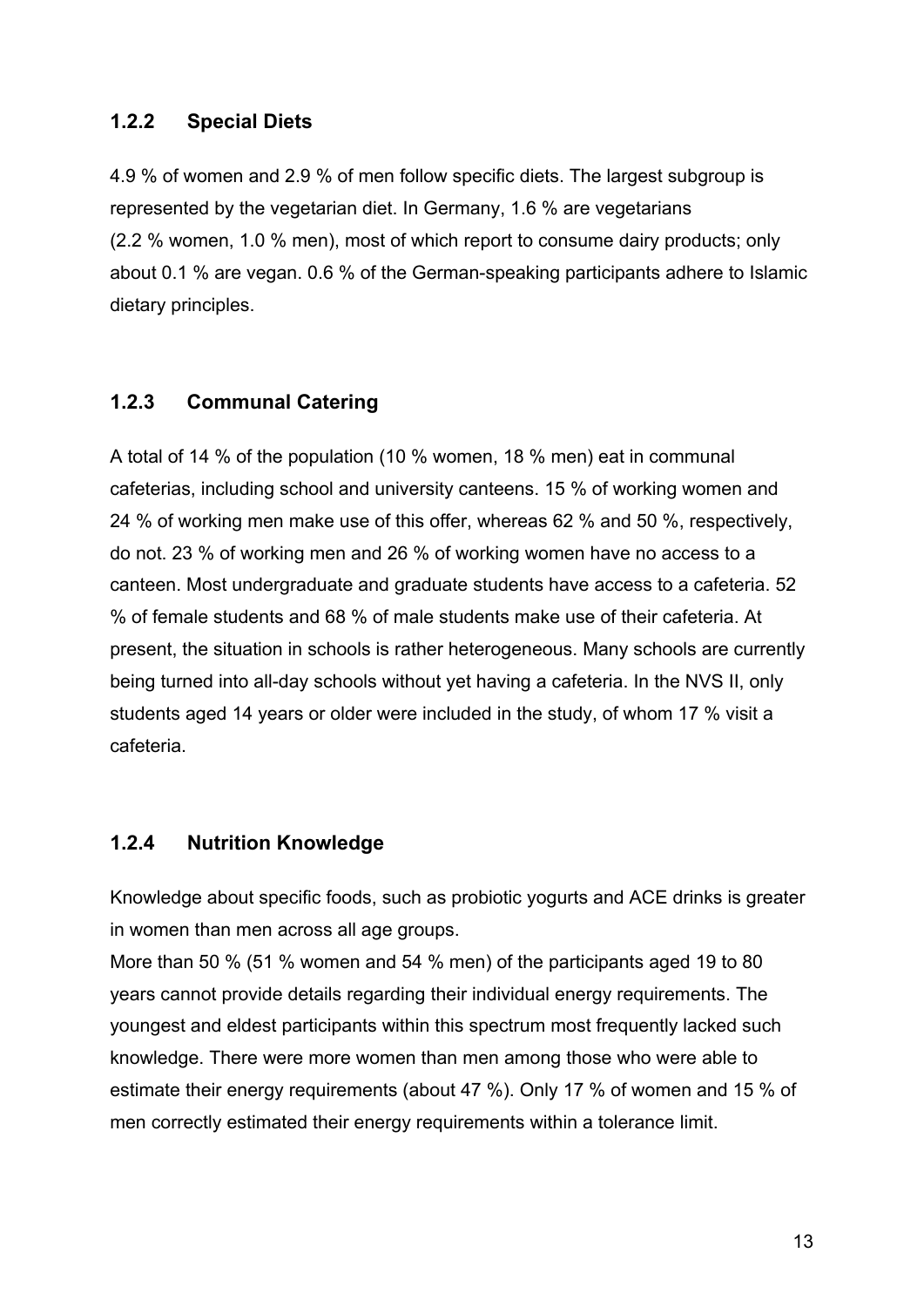### 1.2.2 Special Diets

4.9 % of women and 2.9 % of men follow specific diets. The largest subgroup is represented by the vegetarian diet. In Germany, 1.6 % are vegetarians (2.2 % women, 1.0 % men), most of which report to consume dairy products; only about 0.1 % are vegan. 0.6 % of the German-speaking participants adhere to Islamic dietary principles.

### 1.2.3 Communal Catering

A total of 14 % of the population (10 % women, 18 % men) eat in communal cafeterias, including school and university canteens. 15 % of working women and 24 % of working men make use of this offer, whereas 62 % and 50 %, respectively, do not. 23 % of working men and 26 % of working women have no access to a canteen. Most undergraduate and graduate students have access to a cafeteria. 52 % of female students and 68 % of male students make use of their cafeteria. At present, the situation in schools is rather heterogeneous. Many schools are currently being turned into all-day schools without yet having a cafeteria. In the NVS II, only students aged 14 years or older were included in the study, of whom 17 % visit a cafeteria.

### 1.2.4 Nutrition Knowledge

Knowledge about specific foods, such as probiotic yogurts and ACE drinks is greater in women than men across all age groups.

More than 50 % (51 % women and 54 % men) of the participants aged 19 to 80 years cannot provide details regarding their individual energy requirements. The youngest and eldest participants within this spectrum most frequently lacked such knowledge. There were more women than men among those who were able to estimate their energy requirements (about 47 %). Only 17 % of women and 15 % of men correctly estimated their energy requirements within a tolerance limit.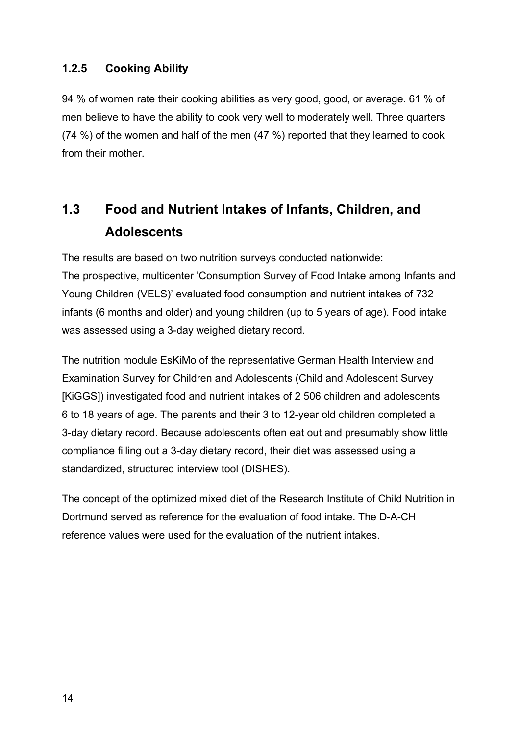### 1.2.5 Cooking Ability

94 % of women rate their cooking abilities as very good, good, or average. 61 % of men believe to have the ability to cook very well to moderately well. Three quarters (74 %) of the women and half of the men (47 %) reported that they learned to cook from their mother.

## 1.3 Food and Nutrient Intakes of Infants, Children, and Adolescents

The results are based on two nutrition surveys conducted nationwide:
The prospective, multicenter 'Consumption Survey of Food Intake among Infants and Young Children (VELS)' evaluated food consumption and nutrient intakes of 732 infants (6 months and older) and young children (up to 5 years of age). Food intake was assessed using a 3-day weighed dietary record.

The nutrition module EsKiMo of the representative German Health Interview and Examination Survey for Children and Adolescents (Child and Adolescent Survey [KiGGS]) investigated food and nutrient intakes of 2 506 children and adolescents 6 to 18 years of age. The parents and their 3 to 12-year old children completed a 3-day dietary record. Because adolescents often eat out and presumably show little compliance filling out a 3-day dietary record, their diet was assessed using a standardized, structured interview tool (DISHES).

The concept of the optimized mixed diet of the Research Institute of Child Nutrition in Dortmund served as reference for the evaluation of food intake. The D-A-CH reference values were used for the evaluation of the nutrient intakes.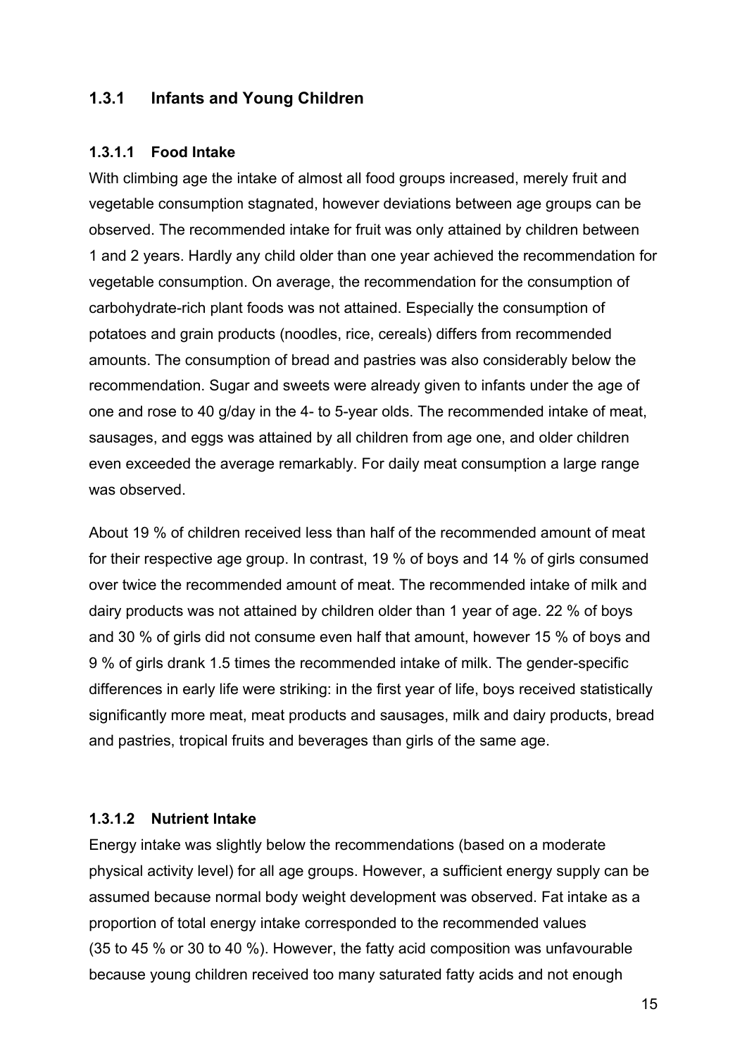### 1.3.1 Infants and Young Children

#### 1.3.1.1 Food Intake

With climbing age the intake of almost all food groups increased, merely fruit and vegetable consumption stagnated, however deviations between age groups can be observed. The recommended intake for fruit was only attained by children between 1 and 2 years. Hardly any child older than one year achieved the recommendation for vegetable consumption. On average, the recommendation for the consumption of carbohydrate-rich plant foods was not attained. Especially the consumption of potatoes and grain products (noodles, rice, cereals) differs from recommended amounts. The consumption of bread and pastries was also considerably below the recommendation. Sugar and sweets were already given to infants under the age of one and rose to 40 g/day in the 4- to 5-year olds. The recommended intake of meat, sausages, and eggs was attained by all children from age one, and older children even exceeded the average remarkably. For daily meat consumption a large range was observed.

About 19 % of children received less than half of the recommended amount of meat for their respective age group. In contrast, 19 % of boys and 14 % of girls consumed over twice the recommended amount of meat. The recommended intake of milk and dairy products was not attained by children older than 1 year of age. 22 % of boys and 30 % of girls did not consume even half that amount, however 15 % of boys and 9 % of girls drank 1.5 times the recommended intake of milk. The gender-specific differences in early life were striking: in the first year of life, boys received statistically significantly more meat, meat products and sausages, milk and dairy products, bread and pastries, tropical fruits and beverages than girls of the same age.

#### 1.3.1.2 Nutrient Intake

Energy intake was slightly below the recommendations (based on a moderate physical activity level) for all age groups. However, a sufficient energy supply can be assumed because normal body weight development was observed. Fat intake as a proportion of total energy intake corresponded to the recommended values (35 to 45 % or 30 to 40 %). However, the fatty acid composition was unfavourable because young children received too many saturated fatty acids and not enough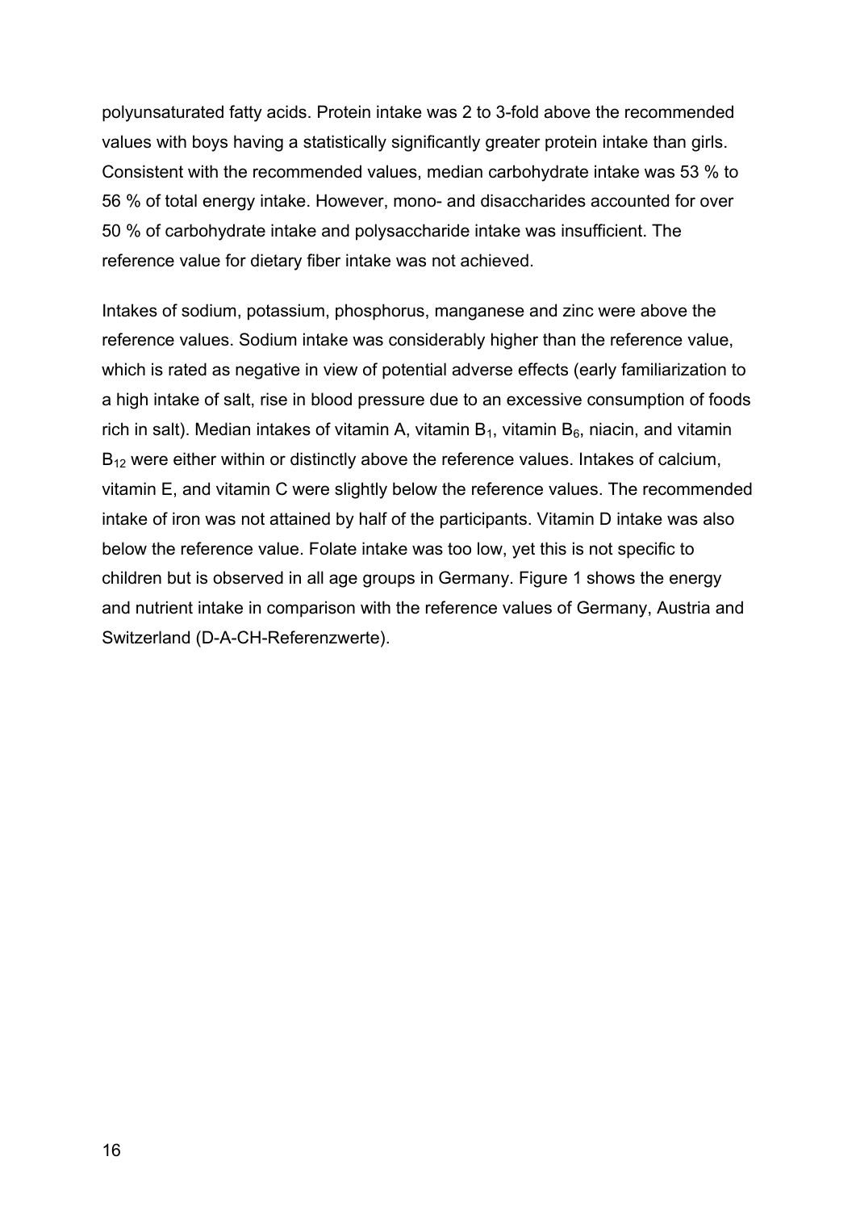polyunsaturated fatty acids. Protein intake was 2 to 3-fold above the recommended values with boys having a statistically significantly greater protein intake than girls. Consistent with the recommended values, median carbohydrate intake was 53 % to 56 % of total energy intake. However, mono- and disaccharides accounted for over 50 % of carbohydrate intake and polysaccharide intake was insufficient. The reference value for dietary fiber intake was not achieved.

Intakes of sodium, potassium, phosphorus, manganese and zinc were above the reference values. Sodium intake was considerably higher than the reference value, which is rated as negative in view of potential adverse effects (early familiarization to a high intake of salt, rise in blood pressure due to an excessive consumption of foods rich in salt). Median intakes of vitamin A, vitamin $B_1$, vitamin $B_6$, niacin, and vitamin $B_{12}$ were either within or distinctly above the reference values. Intakes of calcium, vitamin E, and vitamin C were slightly below the reference values. The recommended intake of iron was not attained by half of the participants. Vitamin D intake was also below the reference value. Folate intake was too low, yet this is not specific to children but is observed in all age groups in Germany. Figure 1 shows the energy and nutrient intake in comparison with the reference values of Germany, Austria and Switzerland (D-A-CH-Referenzwerte).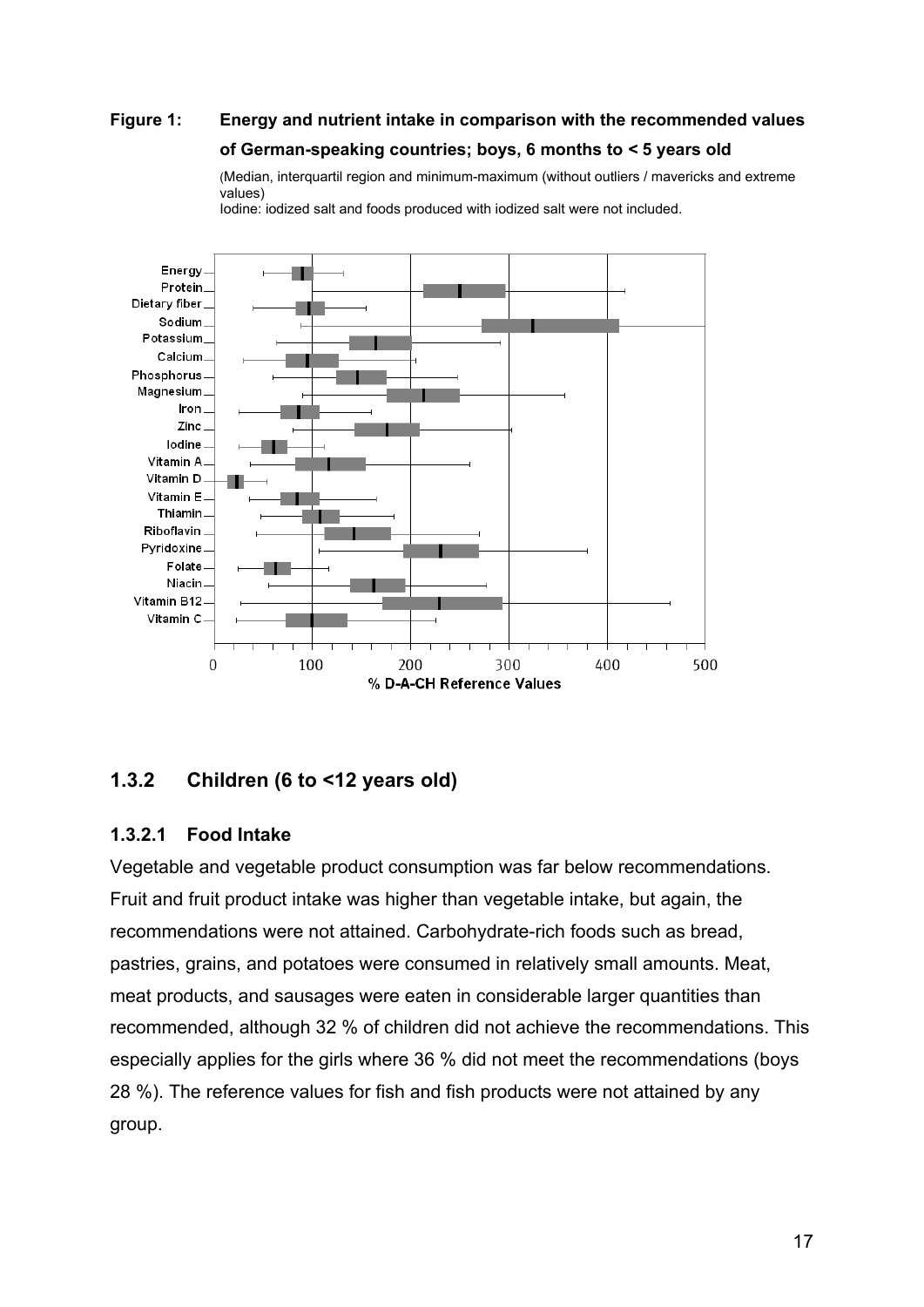**Figure 1: Energy and nutrient intake in comparison with the recommended values of German-speaking countries; boys, 6 months to < 5 years old**

(Median, interquartil region and minimum-maximum (without outliers / mavericks and extreme values)
Iodine: iodized salt and foods produced with iodized salt were not included.

## 1.3.2 Children (6 to <12 years old)

### 1.3.2.1 Food Intake

Vegetable and vegetable product consumption was far below recommendations. Fruit and fruit product intake was higher than vegetable intake, but again, the recommendations were not attained. Carbohydrate-rich foods such as bread, pastries, grains, and potatoes were consumed in relatively small amounts. Meat, meat products, and sausages were eaten in considerable larger quantities than recommended, although 32 % of children did not achieve the recommendations. This especially applies for the girls where 36 % did not meet the recommendations (boys 28 %). The reference values for fish and fish products were not attained by any group.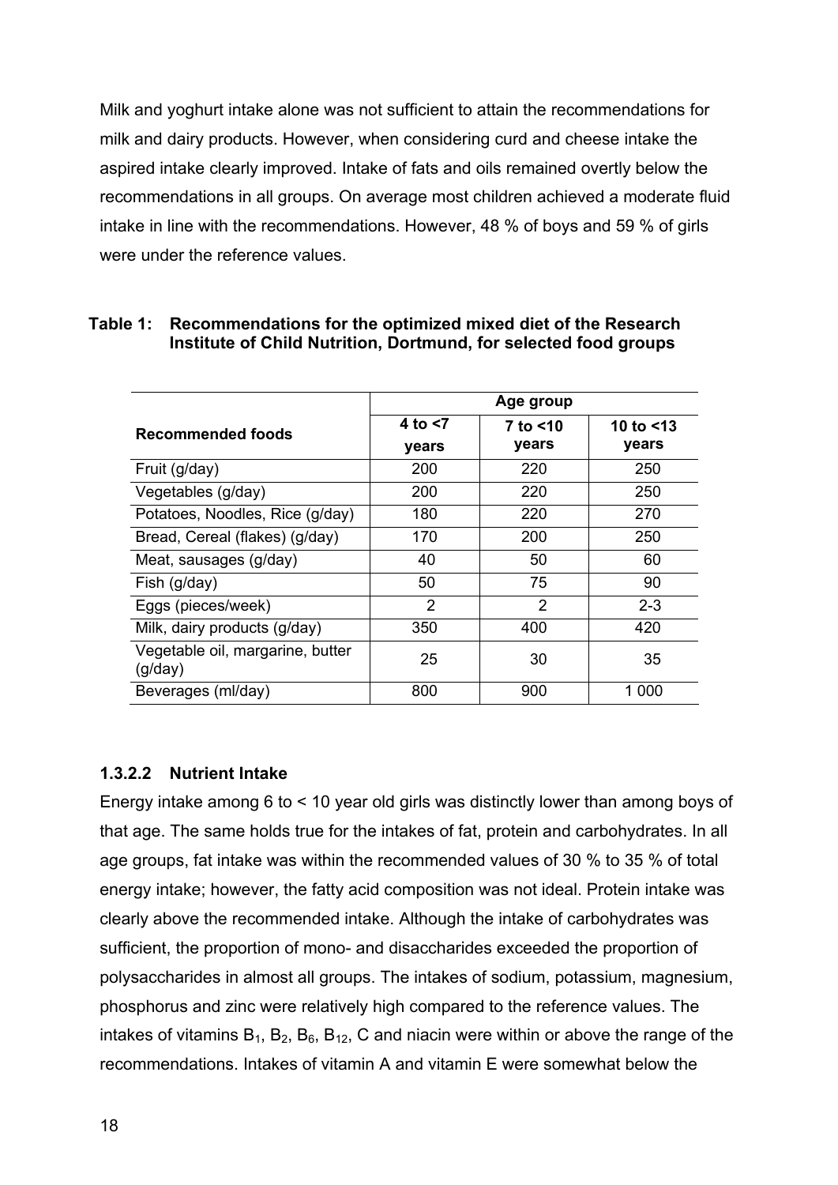Milk and yoghurt intake alone was not sufficient to attain the recommendations for milk and dairy products. However, when considering curd and cheese intake the aspired intake clearly improved. Intake of fats and oils remained overtly below the recommendations in all groups. On average most children achieved a moderate fluid intake in line with the recommendations. However, 48 % of boys and 59 % of girls were under the reference values.

**Table 1: Recommendations for the optimized mixed diet of the Research Institute of Child Nutrition, Dortmund, for selected food groups**

| Recommended foods | Age group | | |
|---|---|---|---|
| | 4 to <7 years | 7 to <10 years | 10 to <13 years |
| Fruit (g/day) | 200 | 220 | 250 |
| Vegetables (g/day) | 200 | 220 | 250 |
| Potatoes, Noodles, Rice (g/day) | 180 | 220 | 270 |
| Bread, Cereal (flakes) (g/day) | 170 | 200 | 250 |
| Meat, sausages (g/day) | 40 | 50 | 60 |
| Fish (g/day) | 50 | 75 | 90 |
| Eggs (pieces/week) | 2 | 2 | 2-3 |
| Milk, dairy products (g/day) | 350 | 400 | 420 |
| Vegetable oil, margarine, butter (g/day) | 25 | 30 | 35 |
| Beverages (ml/day) | 800 | 900 | 1 000 |

#### 1.3.2.2 Nutrient Intake

Energy intake among 6 to < 10 year old girls was distinctly lower than among boys of that age. The same holds true for the intakes of fat, protein and carbohydrates. In all age groups, fat intake was within the recommended values of 30 % to 35 % of total energy intake; however, the fatty acid composition was not ideal. Protein intake was clearly above the recommended intake. Although the intake of carbohydrates was sufficient, the proportion of mono- and disaccharides exceeded the proportion of polysaccharides in almost all groups. The intakes of sodium, potassium, magnesium, phosphorus and zinc were relatively high compared to the reference values. The intakes of vitamins $B_1$, $B_2$, $B_6$, $B_{12}$, C and niacin were within or above the range of the recommendations. Intakes of vitamin A and vitamin E were somewhat below the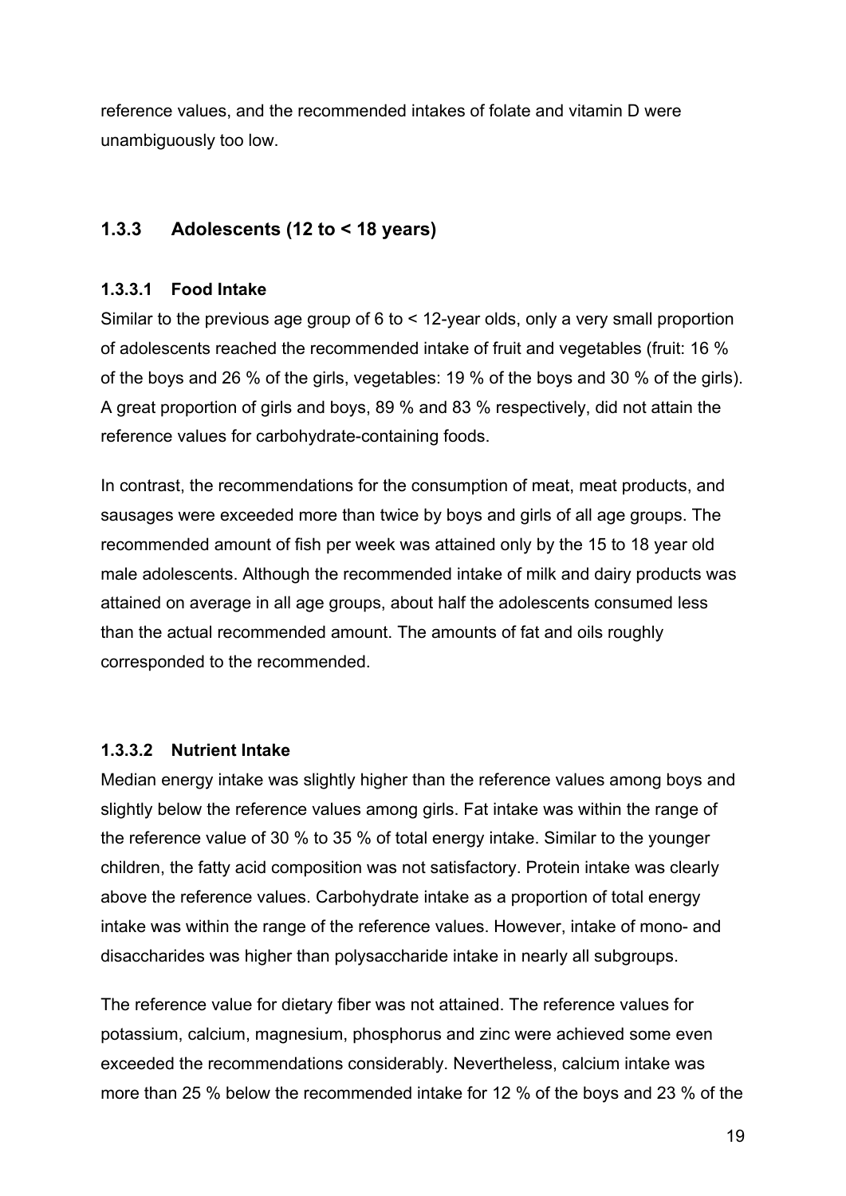reference values, and the recommended intakes of folate and vitamin D were unambiguously too low.

### 1.3.3 Adolescents (12 to < 18 years)

#### 1.3.3.1 Food Intake

Similar to the previous age group of 6 to < 12-year olds, only a very small proportion of adolescents reached the recommended intake of fruit and vegetables (fruit: 16 % of the boys and 26 % of the girls, vegetables: 19 % of the boys and 30 % of the girls). A great proportion of girls and boys, 89 % and 83 % respectively, did not attain the reference values for carbohydrate-containing foods.

In contrast, the recommendations for the consumption of meat, meat products, and sausages were exceeded more than twice by boys and girls of all age groups. The recommended amount of fish per week was attained only by the 15 to 18 year old male adolescents. Although the recommended intake of milk and dairy products was attained on average in all age groups, about half the adolescents consumed less than the actual recommended amount. The amounts of fat and oils roughly corresponded to the recommended.

#### 1.3.3.2 Nutrient Intake

Median energy intake was slightly higher than the reference values among boys and slightly below the reference values among girls. Fat intake was within the range of the reference value of 30 % to 35 % of total energy intake. Similar to the younger children, the fatty acid composition was not satisfactory. Protein intake was clearly above the reference values. Carbohydrate intake as a proportion of total energy intake was within the range of the reference values. However, intake of mono- and disaccharides was higher than polysaccharide intake in nearly all subgroups.

The reference value for dietary fiber was not attained. The reference values for potassium, calcium, magnesium, phosphorus and zinc were achieved some even exceeded the recommendations considerably. Nevertheless, calcium intake was more than 25 % below the recommended intake for 12 % of the boys and 23 % of the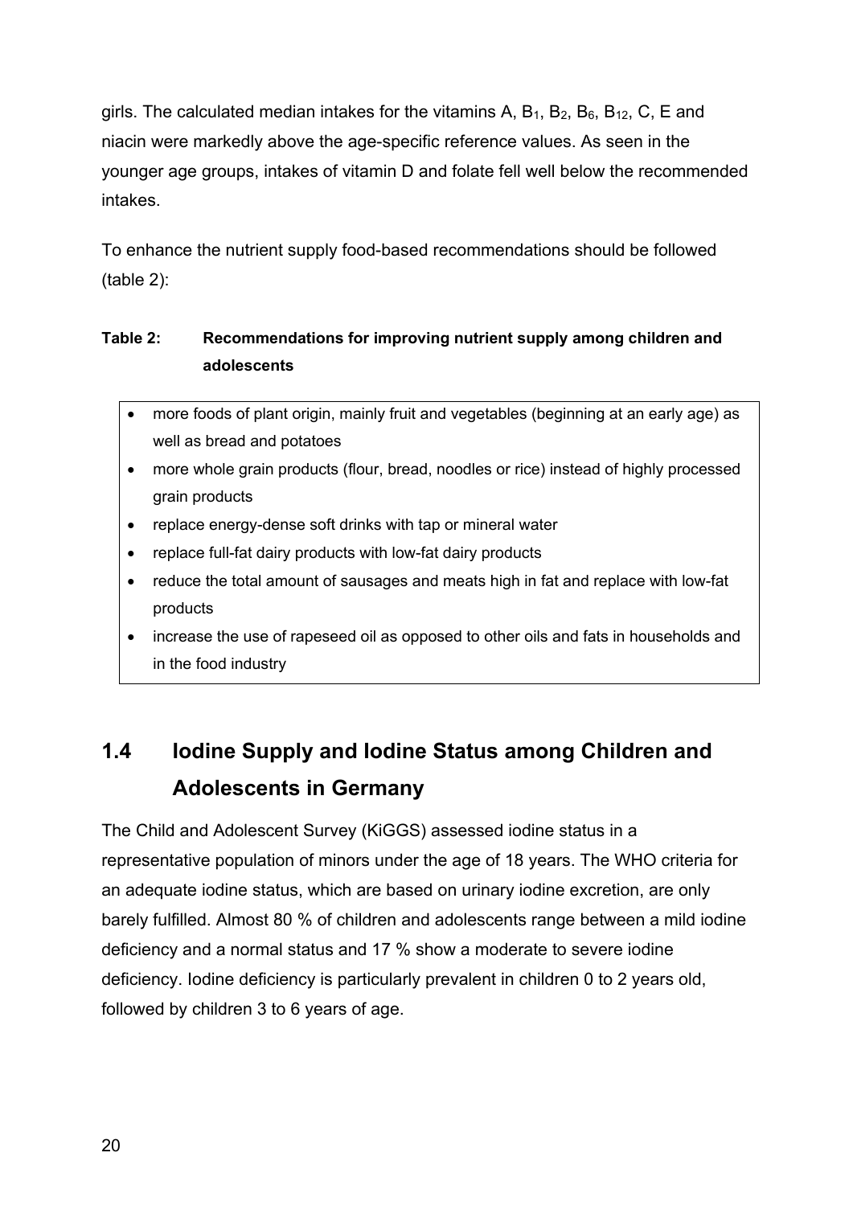girls. The calculated median intakes for the vitamins A, $B_1$, $B_2$, $B_6$, $B_{12}$, C, E and niacin were markedly above the age-specific reference values. As seen in the younger age groups, intakes of vitamin D and folate fell well below the recommended intakes.

To enhance the nutrient supply food-based recommendations should be followed (table 2):

**Table 2: Recommendations for improving nutrient supply among children and adolescents**

- more foods of plant origin, mainly fruit and vegetables (beginning at an early age) as well as bread and potatoes
- more whole grain products (flour, bread, noodles or rice) instead of highly processed grain products
- replace energy-dense soft drinks with tap or mineral water
- replace full-fat dairy products with low-fat dairy products
- reduce the total amount of sausages and meats high in fat and replace with low-fat products
- increase the use of rapeseed oil as opposed to other oils and fats in households and in the food industry

## 1.4 Iodine Supply and Iodine Status among Children and Adolescents in Germany

The Child and Adolescent Survey (KiGGS) assessed iodine status in a representative population of minors under the age of 18 years. The WHO criteria for an adequate iodine status, which are based on urinary iodine excretion, are only barely fulfilled. Almost 80 % of children and adolescents range between a mild iodine deficiency and a normal status and 17 % show a moderate to severe iodine deficiency. Iodine deficiency is particularly prevalent in children 0 to 2 years old, followed by children 3 to 6 years of age.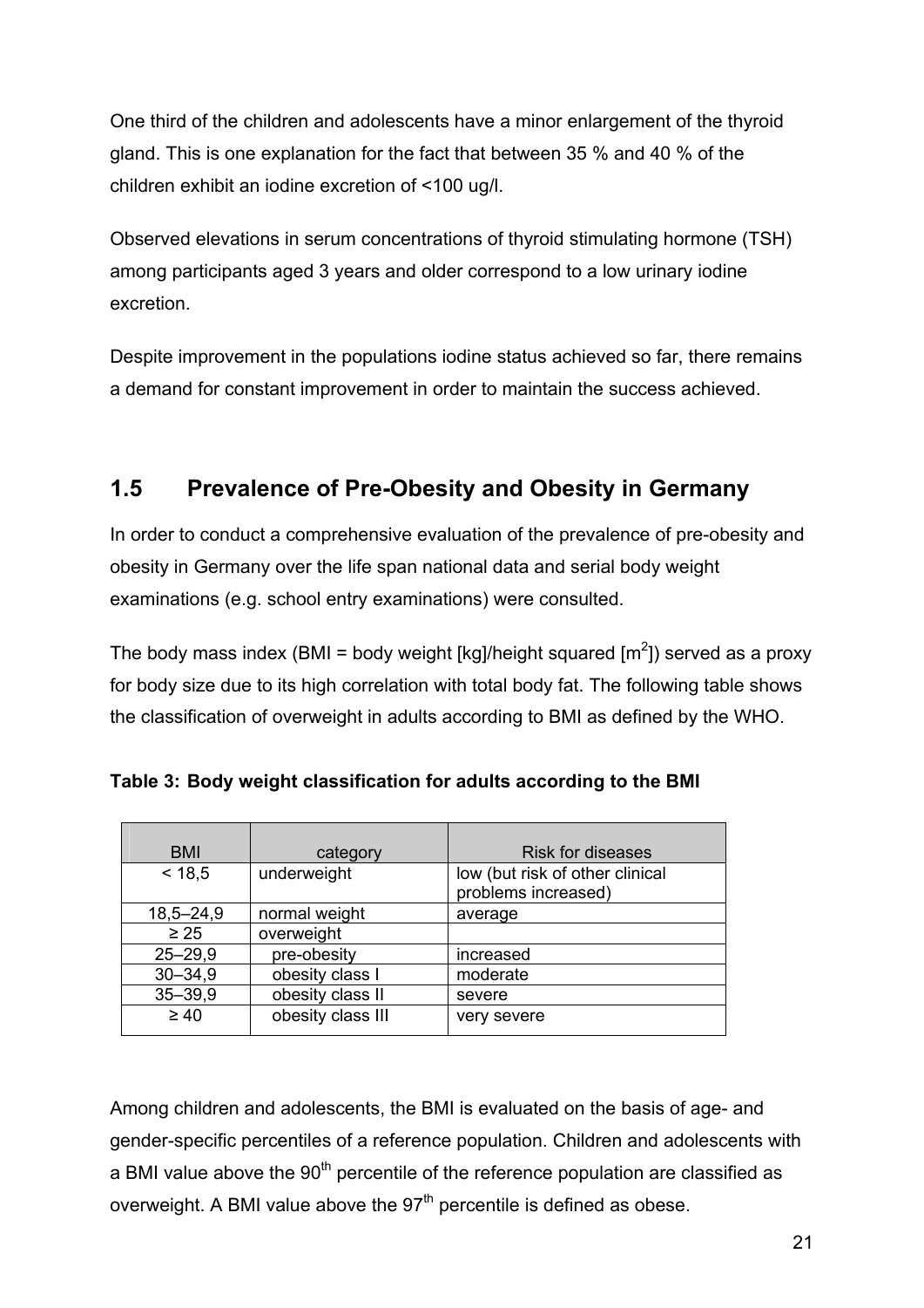One third of the children and adolescents have a minor enlargement of the thyroid gland. This is one explanation for the fact that between 35 % and 40 % of the children exhibit an iodine excretion of <100 ug/l.

Observed elevations in serum concentrations of thyroid stimulating hormone (TSH) among participants aged 3 years and older correspond to a low urinary iodine excretion.

Despite improvement in the populations iodine status achieved so far, there remains a demand for constant improvement in order to maintain the success achieved.

## 1.5 Prevalence of Pre-Obesity and Obesity in Germany

In order to conduct a comprehensive evaluation of the prevalence of pre-obesity and obesity in Germany over the life span national data and serial body weight examinations (e.g. school entry examinations) were consulted.

The body mass index (BMI = body weight [kg]/height squared [$m^2$]) served as a proxy for body size due to its high correlation with total body fat. The following table shows the classification of overweight in adults according to BMI as defined by the WHO.

**Table 3: Body weight classification for adults according to the BMI**

| BMI | category | Risk for diseases |
|---|---|---|
| < 18,5 | underweight | low (but risk of other clinical problems increased) |
| 18,5–24,9 | normal weight | average |
| ≥ 25 | overweight | |
| 25–29,9 | pre-obesity | increased |
| 30–34,9 | obesity class I | moderate |
| 35–39,9 | obesity class II | severe |
| ≥ 40 | obesity class III | very severe |

Among children and adolescents, the BMI is evaluated on the basis of age- and gender-specific percentiles of a reference population. Children and adolescents with a BMI value above the 90$^{th}$ percentile of the reference population are classified as overweight. A BMI value above the 97$^{th}$ percentile is defined as obese.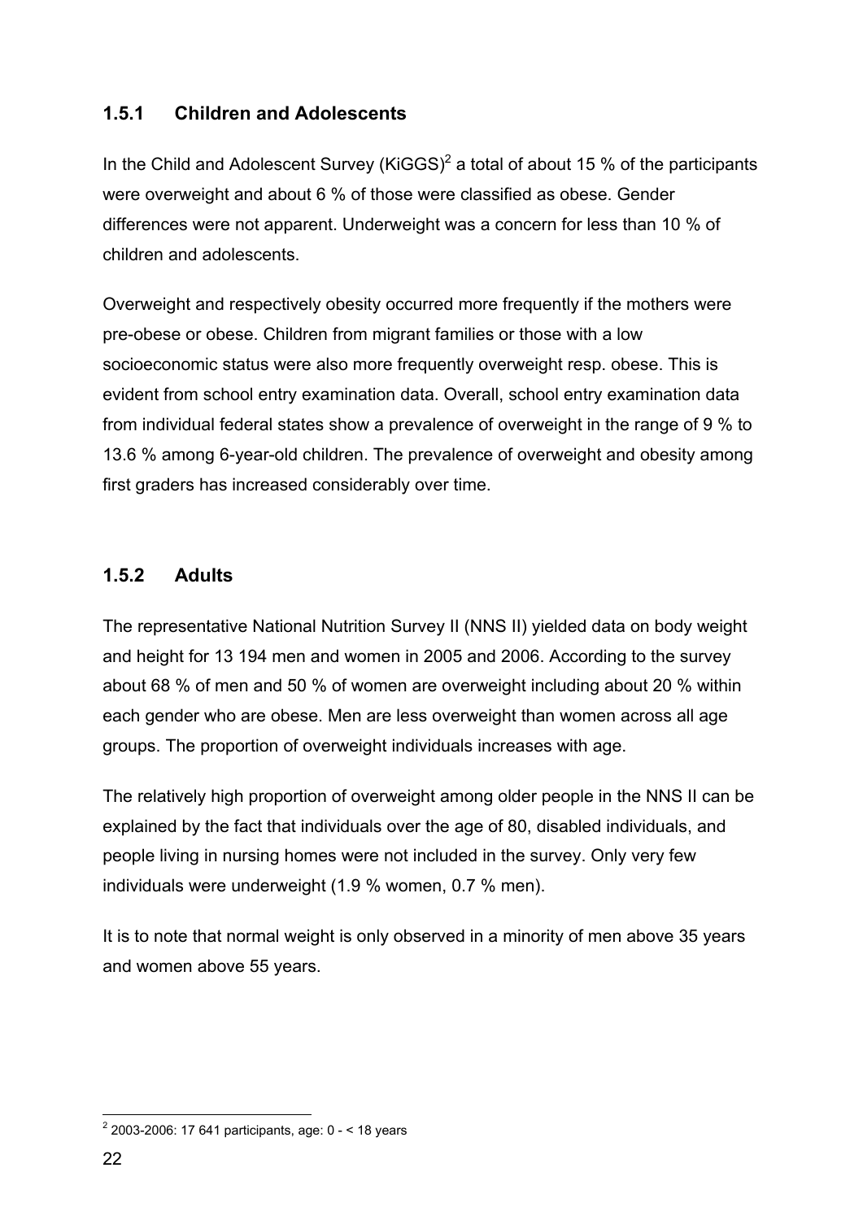### 1.5.1 Children and Adolescents

In the Child and Adolescent Survey (KiGGS)[2] a total of about 15 % of the participants were overweight and about 6 % of those were classified as obese. Gender differences were not apparent. Underweight was a concern for less than 10 % of children and adolescents.

Overweight and respectively obesity occurred more frequently if the mothers were pre-obese or obese. Children from migrant families or those with a low socioeconomic status were also more frequently overweight resp. obese. This is evident from school entry examination data. Overall, school entry examination data from individual federal states show a prevalence of overweight in the range of 9 % to 13.6 % among 6-year-old children. The prevalence of overweight and obesity among first graders has increased considerably over time.

### 1.5.2 Adults

The representative National Nutrition Survey II (NNS II) yielded data on body weight and height for 13 194 men and women in 2005 and 2006. According to the survey about 68 % of men and 50 % of women are overweight including about 20 % within each gender who are obese. Men are less overweight than women across all age groups. The proportion of overweight individuals increases with age.

The relatively high proportion of overweight among older people in the NNS II can be explained by the fact that individuals over the age of 80, disabled individuals, and people living in nursing homes were not included in the survey. Only very few individuals were underweight (1.9 % women, 0.7 % men).

It is to note that normal weight is only observed in a minority of men above 35 years and women above 55 years.

[2] 2003-2006: 17 641 participants, age: 0 - < 18 years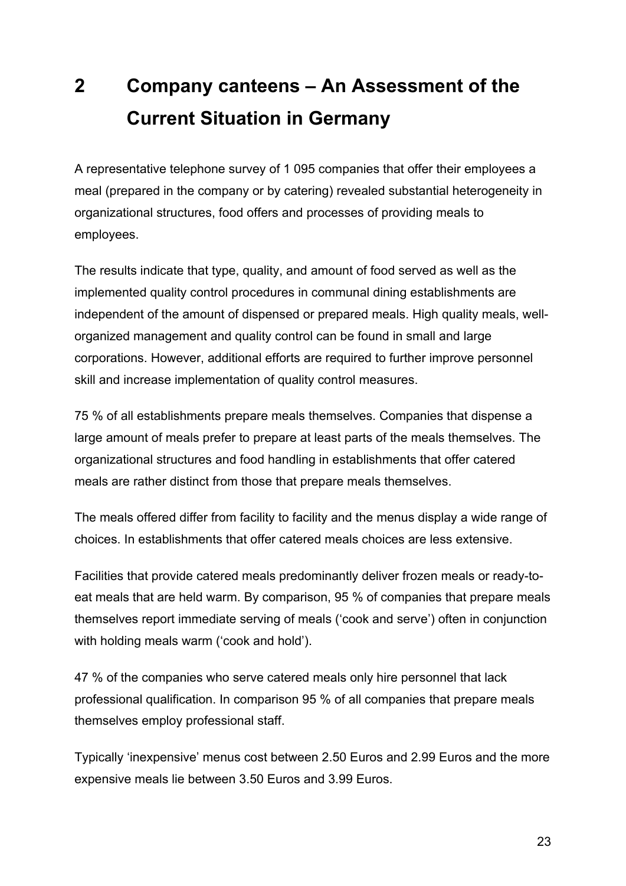# 2 Company canteens – An Assessment of the Current Situation in Germany

A representative telephone survey of 1 095 companies that offer their employees a meal (prepared in the company or by catering) revealed substantial heterogeneity in organizational structures, food offers and processes of providing meals to employees.

The results indicate that type, quality, and amount of food served as well as the implemented quality control procedures in communal dining establishments are independent of the amount of dispensed or prepared meals. High quality meals, well-organized management and quality control can be found in small and large corporations. However, additional efforts are required to further improve personnel skill and increase implementation of quality control measures.

75 % of all establishments prepare meals themselves. Companies that dispense a large amount of meals prefer to prepare at least parts of the meals themselves. The organizational structures and food handling in establishments that offer catered meals are rather distinct from those that prepare meals themselves.

The meals offered differ from facility to facility and the menus display a wide range of choices. In establishments that offer catered meals choices are less extensive.

Facilities that provide catered meals predominantly deliver frozen meals or ready-to-eat meals that are held warm. By comparison, 95 % of companies that prepare meals themselves report immediate serving of meals ('cook and serve') often in conjunction with holding meals warm ('cook and hold').

47 % of the companies who serve catered meals only hire personnel that lack professional qualification. In comparison 95 % of all companies that prepare meals themselves employ professional staff.

Typically 'inexpensive' menus cost between 2.50 Euros and 2.99 Euros and the more expensive meals lie between 3.50 Euros and 3.99 Euros.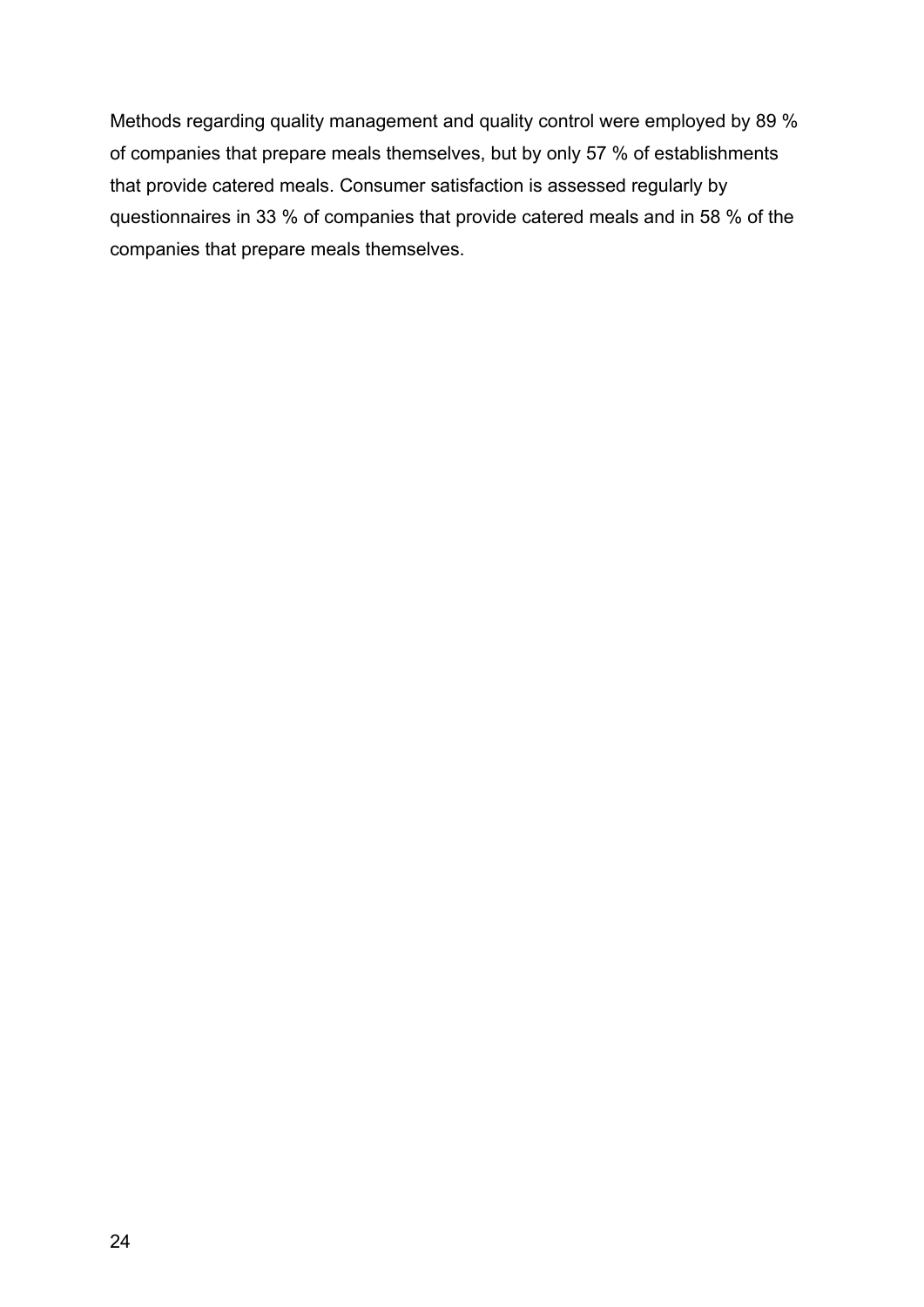Methods regarding quality management and quality control were employed by 89 % of companies that prepare meals themselves, but by only 57 % of establishments that provide catered meals. Consumer satisfaction is assessed regularly by questionnaires in 33 % of companies that provide catered meals and in 58 % of the companies that prepare meals themselves.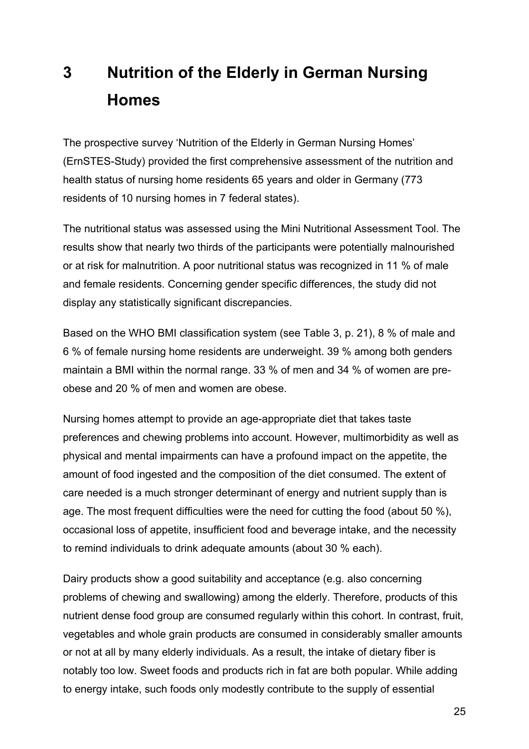# 3 Nutrition of the Elderly in German Nursing Homes

The prospective survey 'Nutrition of the Elderly in German Nursing Homes' (ErnSTES-Study) provided the first comprehensive assessment of the nutrition and health status of nursing home residents 65 years and older in Germany (773 residents of 10 nursing homes in 7 federal states).

The nutritional status was assessed using the Mini Nutritional Assessment Tool. The results show that nearly two thirds of the participants were potentially malnourished or at risk for malnutrition. A poor nutritional status was recognized in 11 % of male and female residents. Concerning gender specific differences, the study did not display any statistically significant discrepancies.

Based on the WHO BMI classification system (see Table 3, p. 21), 8 % of male and 6 % of female nursing home residents are underweight. 39 % among both genders maintain a BMI within the normal range. 33 % of men and 34 % of women are pre-obese and 20 % of men and women are obese.

Nursing homes attempt to provide an age-appropriate diet that takes taste preferences and chewing problems into account. However, multimorbidity as well as physical and mental impairments can have a profound impact on the appetite, the amount of food ingested and the composition of the diet consumed. The extent of care needed is a much stronger determinant of energy and nutrient supply than is age. The most frequent difficulties were the need for cutting the food (about 50 %), occasional loss of appetite, insufficient food and beverage intake, and the necessity to remind individuals to drink adequate amounts (about 30 % each).

Dairy products show a good suitability and acceptance (e.g. also concerning problems of chewing and swallowing) among the elderly. Therefore, products of this nutrient dense food group are consumed regularly within this cohort. In contrast, fruit, vegetables and whole grain products are consumed in considerably smaller amounts or not at all by many elderly individuals. As a result, the intake of dietary fiber is notably too low. Sweet foods and products rich in fat are both popular. While adding to energy intake, such foods only modestly contribute to the supply of essential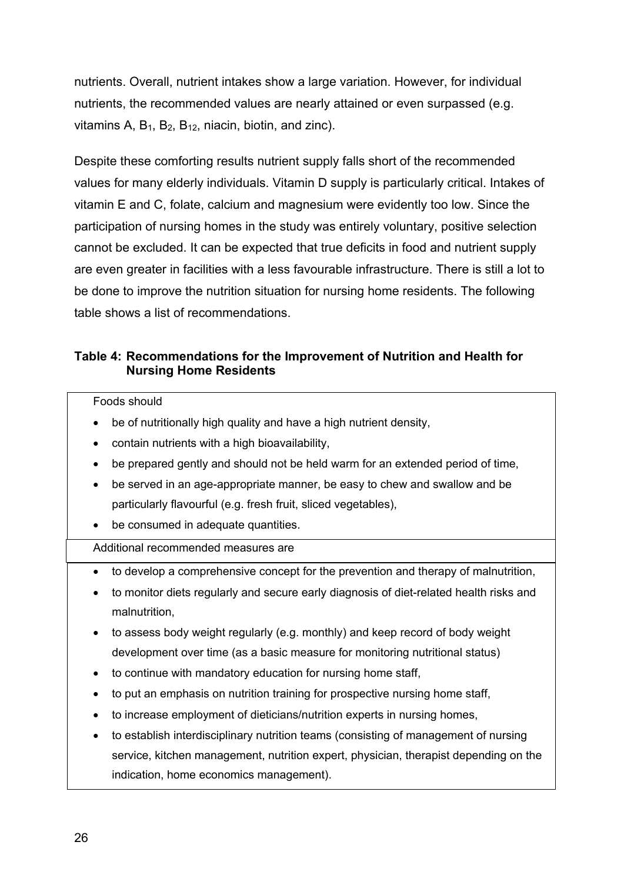nutrients. Overall, nutrient intakes show a large variation. However, for individual nutrients, the recommended values are nearly attained or even surpassed (e.g. vitamins A, $B_1$, $B_2$, $B_{12}$, niacin, biotin, and zinc).

Despite these comforting results nutrient supply falls short of the recommended values for many elderly individuals. Vitamin D supply is particularly critical. Intakes of vitamin E and C, folate, calcium and magnesium were evidently too low. Since the participation of nursing homes in the study was entirely voluntary, positive selection cannot be excluded. It can be expected that true deficits in food and nutrient supply are even greater in facilities with a less favourable infrastructure. There is still a lot to be done to improve the nutrition situation for nursing home residents. The following table shows a list of recommendations.

**Table 4: Recommendations for the Improvement of Nutrition and Health for Nursing Home Residents**

Foods should

- be of nutritionally high quality and have a high nutrient density,
- contain nutrients with a high bioavailability,
- be prepared gently and should not be held warm for an extended period of time,
- be served in an age-appropriate manner, be easy to chew and swallow and be particularly flavourful (e.g. fresh fruit, sliced vegetables),
- be consumed in adequate quantities.

Additional recommended measures are

- to develop a comprehensive concept for the prevention and therapy of malnutrition,
- to monitor diets regularly and secure early diagnosis of diet-related health risks and malnutrition,
- to assess body weight regularly (e.g. monthly) and keep record of body weight development over time (as a basic measure for monitoring nutritional status)
- to continue with mandatory education for nursing home staff,
- to put an emphasis on nutrition training for prospective nursing home staff,
- to increase employment of dieticians/nutrition experts in nursing homes,
- to establish interdisciplinary nutrition teams (consisting of management of nursing service, kitchen management, nutrition expert, physician, therapist depending on the indication, home economics management).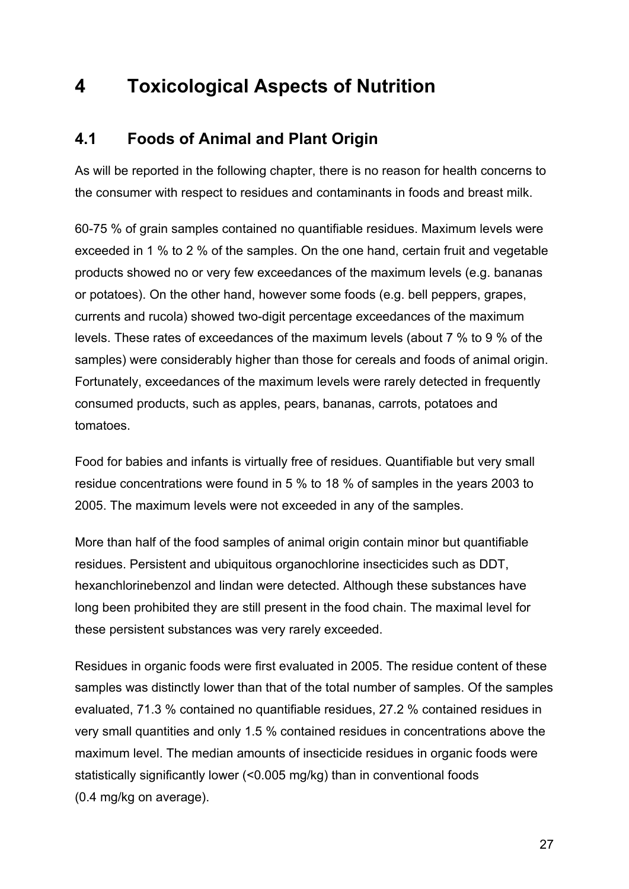# 4 Toxicological Aspects of Nutrition

## 4.1 Foods of Animal and Plant Origin

As will be reported in the following chapter, there is no reason for health concerns to the consumer with respect to residues and contaminants in foods and breast milk.

60-75 % of grain samples contained no quantifiable residues. Maximum levels were exceeded in 1 % to 2 % of the samples. On the one hand, certain fruit and vegetable products showed no or very few exceedances of the maximum levels (e.g. bananas or potatoes). On the other hand, however some foods (e.g. bell peppers, grapes, currents and rucola) showed two-digit percentage exceedances of the maximum levels. These rates of exceedances of the maximum levels (about 7 % to 9 % of the samples) were considerably higher than those for cereals and foods of animal origin. Fortunately, exceedances of the maximum levels were rarely detected in frequently consumed products, such as apples, pears, bananas, carrots, potatoes and tomatoes.

Food for babies and infants is virtually free of residues. Quantifiable but very small residue concentrations were found in 5 % to 18 % of samples in the years 2003 to 2005. The maximum levels were not exceeded in any of the samples.

More than half of the food samples of animal origin contain minor but quantifiable residues. Persistent and ubiquitous organochlorine insecticides such as DDT, hexanchlorinebenzol and lindan were detected. Although these substances have long been prohibited they are still present in the food chain. The maximal level for these persistent substances was very rarely exceeded.

Residues in organic foods were first evaluated in 2005. The residue content of these samples was distinctly lower than that of the total number of samples. Of the samples evaluated, 71.3 % contained no quantifiable residues, 27.2 % contained residues in very small quantities and only 1.5 % contained residues in concentrations above the maximum level. The median amounts of insecticide residues in organic foods were statistically significantly lower (<0.005 mg/kg) than in conventional foods (0.4 mg/kg on average).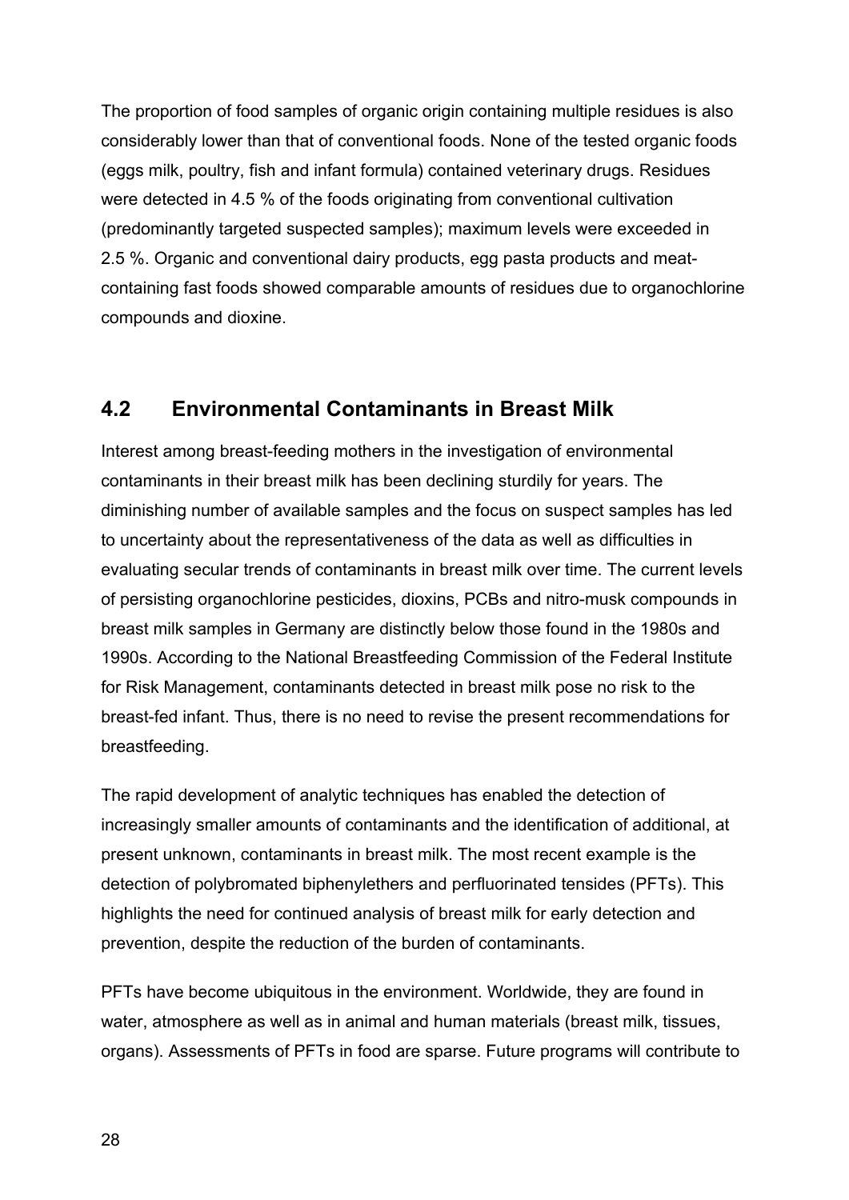The proportion of food samples of organic origin containing multiple residues is also considerably lower than that of conventional foods. None of the tested organic foods (eggs milk, poultry, fish and infant formula) contained veterinary drugs. Residues were detected in 4.5 % of the foods originating from conventional cultivation (predominantly targeted suspected samples); maximum levels were exceeded in 2.5 %. Organic and conventional dairy products, egg pasta products and meat-containing fast foods showed comparable amounts of residues due to organochlorine compounds and dioxine.

## 4.2 Environmental Contaminants in Breast Milk

Interest among breast-feeding mothers in the investigation of environmental contaminants in their breast milk has been declining sturdily for years. The diminishing number of available samples and the focus on suspect samples has led to uncertainty about the representativeness of the data as well as difficulties in evaluating secular trends of contaminants in breast milk over time. The current levels of persisting organochlorine pesticides, dioxins, PCBs and nitro-musk compounds in breast milk samples in Germany are distinctly below those found in the 1980s and 1990s. According to the National Breastfeeding Commission of the Federal Institute for Risk Management, contaminants detected in breast milk pose no risk to the breast-fed infant. Thus, there is no need to revise the present recommendations for breastfeeding.

The rapid development of analytic techniques has enabled the detection of increasingly smaller amounts of contaminants and the identification of additional, at present unknown, contaminants in breast milk. The most recent example is the detection of polybromated biphenylethers and perfluorinated tensides (PFTs). This highlights the need for continued analysis of breast milk for early detection and prevention, despite the reduction of the burden of contaminants.

PFTs have become ubiquitous in the environment. Worldwide, they are found in water, atmosphere as well as in animal and human materials (breast milk, tissues, organs). Assessments of PFTs in food are sparse. Future programs will contribute to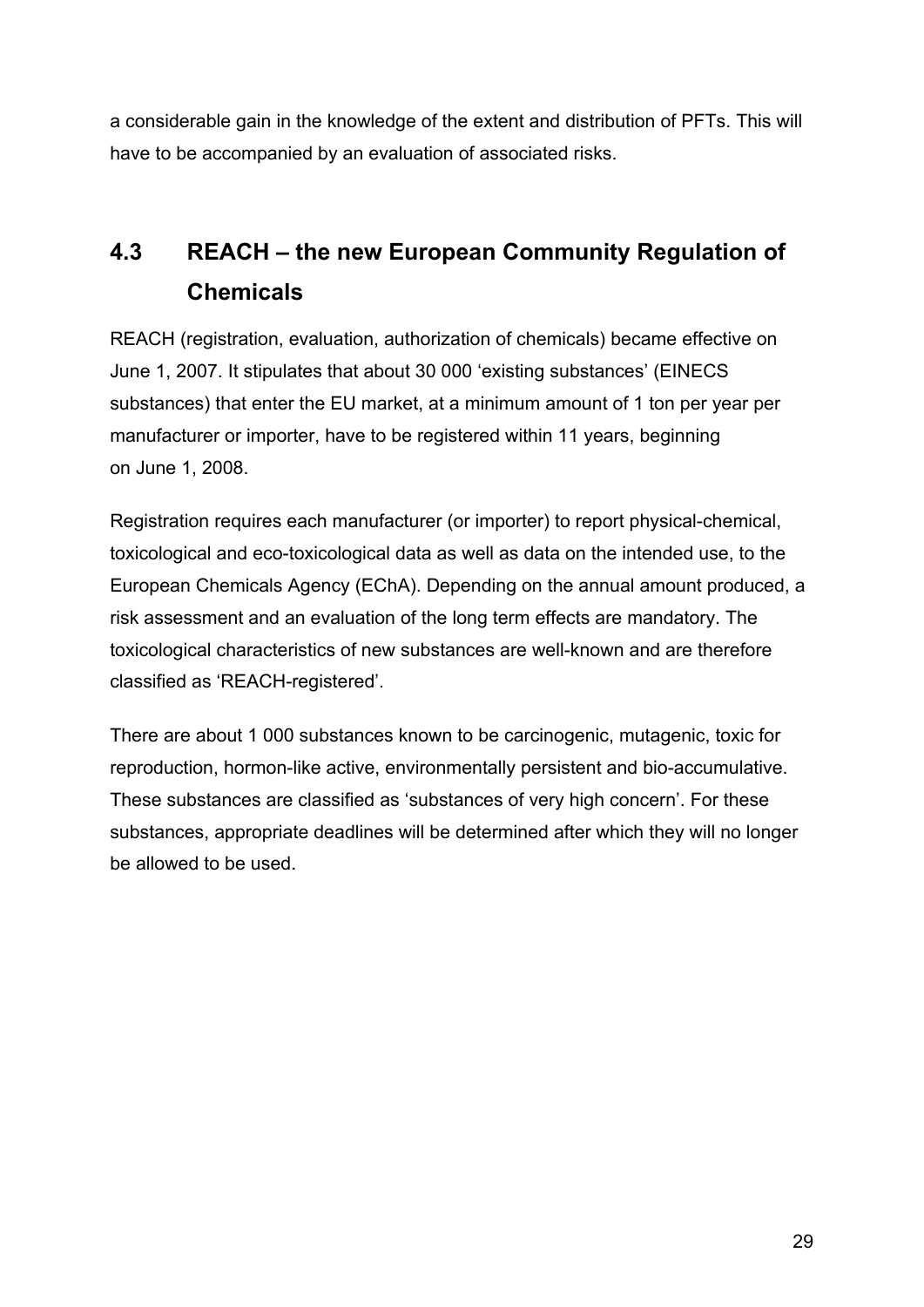a considerable gain in the knowledge of the extent and distribution of PFTs. This will have to be accompanied by an evaluation of associated risks.

## 4.3 REACH – the new European Community Regulation of Chemicals

REACH (registration, evaluation, authorization of chemicals) became effective on June 1, 2007. It stipulates that about 30 000 'existing substances' (EINECS substances) that enter the EU market, at a minimum amount of 1 ton per year per manufacturer or importer, have to be registered within 11 years, beginning on June 1, 2008.

Registration requires each manufacturer (or importer) to report physical-chemical, toxicological and eco-toxicological data as well as data on the intended use, to the European Chemicals Agency (EChA). Depending on the annual amount produced, a risk assessment and an evaluation of the long term effects are mandatory. The toxicological characteristics of new substances are well-known and are therefore classified as 'REACH-registered'.

There are about 1 000 substances known to be carcinogenic, mutagenic, toxic for reproduction, hormon-like active, environmentally persistent and bio-accumulative. These substances are classified as 'substances of very high concern'. For these substances, appropriate deadlines will be determined after which they will no longer be allowed to be used.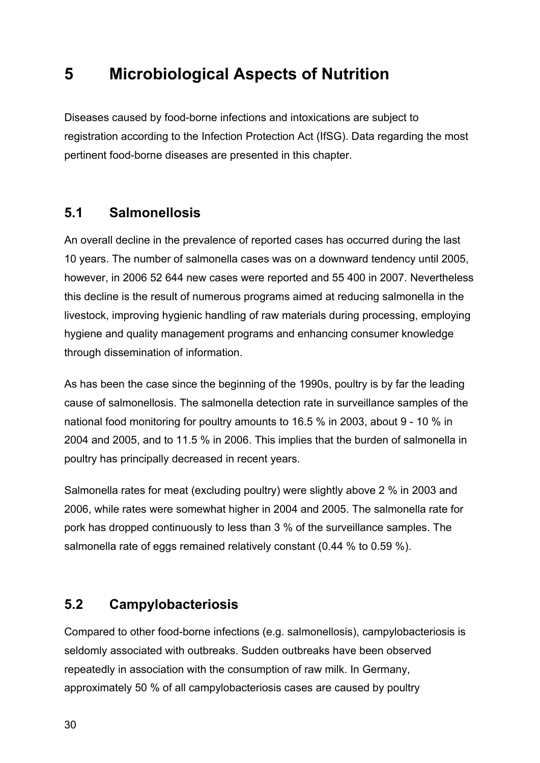# 5 Microbiological Aspects of Nutrition

Diseases caused by food-borne infections and intoxications are subject to registration according to the Infection Protection Act (IfSG). Data regarding the most pertinent food-borne diseases are presented in this chapter.

## 5.1 Salmonellosis

An overall decline in the prevalence of reported cases has occurred during the last 10 years. The number of salmonella cases was on a downward tendency until 2005, however, in 2006 52 644 new cases were reported and 55 400 in 2007. Nevertheless this decline is the result of numerous programs aimed at reducing salmonella in the livestock, improving hygienic handling of raw materials during processing, employing hygiene and quality management programs and enhancing consumer knowledge through dissemination of information.

As has been the case since the beginning of the 1990s, poultry is by far the leading cause of salmonellosis. The salmonella detection rate in surveillance samples of the national food monitoring for poultry amounts to 16.5 % in 2003, about 9 - 10 % in 2004 and 2005, and to 11.5 % in 2006. This implies that the burden of salmonella in poultry has principally decreased in recent years.

Salmonella rates for meat (excluding poultry) were slightly above 2 % in 2003 and 2006, while rates were somewhat higher in 2004 and 2005. The salmonella rate for pork has dropped continuously to less than 3 % of the surveillance samples. The salmonella rate of eggs remained relatively constant (0.44 % to 0.59 %).

## 5.2 Campylobacteriosis

Compared to other food-borne infections (e.g. salmonellosis), campylobacteriosis is seldomly associated with outbreaks. Sudden outbreaks have been observed repeatedly in association with the consumption of raw milk. In Germany, approximately 50 % of all campylobacteriosis cases are caused by poultry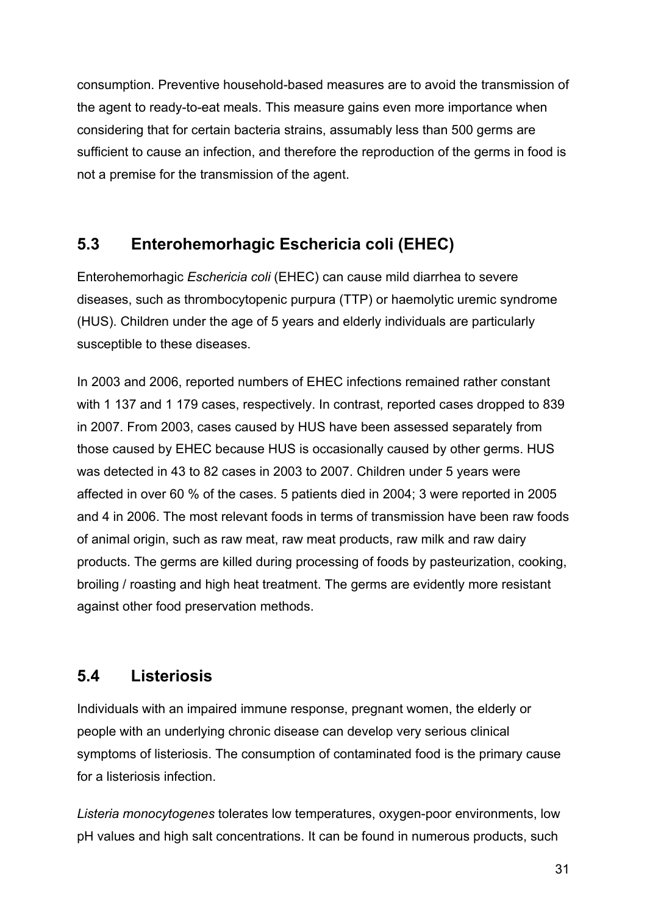consumption. Preventive household-based measures are to avoid the transmission of the agent to ready-to-eat meals. This measure gains even more importance when considering that for certain bacteria strains, assumably less than 500 germs are sufficient to cause an infection, and therefore the reproduction of the germs in food is not a premise for the transmission of the agent.

## 5.3 Enterohemorhagic Eschericia coli (EHEC)

Enterohemorhagic *Eschericia coli* (EHEC) can cause mild diarrhea to severe diseases, such as thrombocytopenic purpura (TTP) or haemolytic uremic syndrome (HUS). Children under the age of 5 years and elderly individuals are particularly susceptible to these diseases.

In 2003 and 2006, reported numbers of EHEC infections remained rather constant with 1 137 and 1 179 cases, respectively. In contrast, reported cases dropped to 839 in 2007. From 2003, cases caused by HUS have been assessed separately from those caused by EHEC because HUS is occasionally caused by other germs. HUS was detected in 43 to 82 cases in 2003 to 2007. Children under 5 years were affected in over 60 % of the cases. 5 patients died in 2004; 3 were reported in 2005 and 4 in 2006. The most relevant foods in terms of transmission have been raw foods of animal origin, such as raw meat, raw meat products, raw milk and raw dairy products. The germs are killed during processing of foods by pasteurization, cooking, broiling / roasting and high heat treatment. The germs are evidently more resistant against other food preservation methods.

## 5.4 Listeriosis

Individuals with an impaired immune response, pregnant women, the elderly or people with an underlying chronic disease can develop very serious clinical symptoms of listeriosis. The consumption of contaminated food is the primary cause for a listeriosis infection.

*Listeria monocytogenes* tolerates low temperatures, oxygen-poor environments, low pH values and high salt concentrations. It can be found in numerous products, such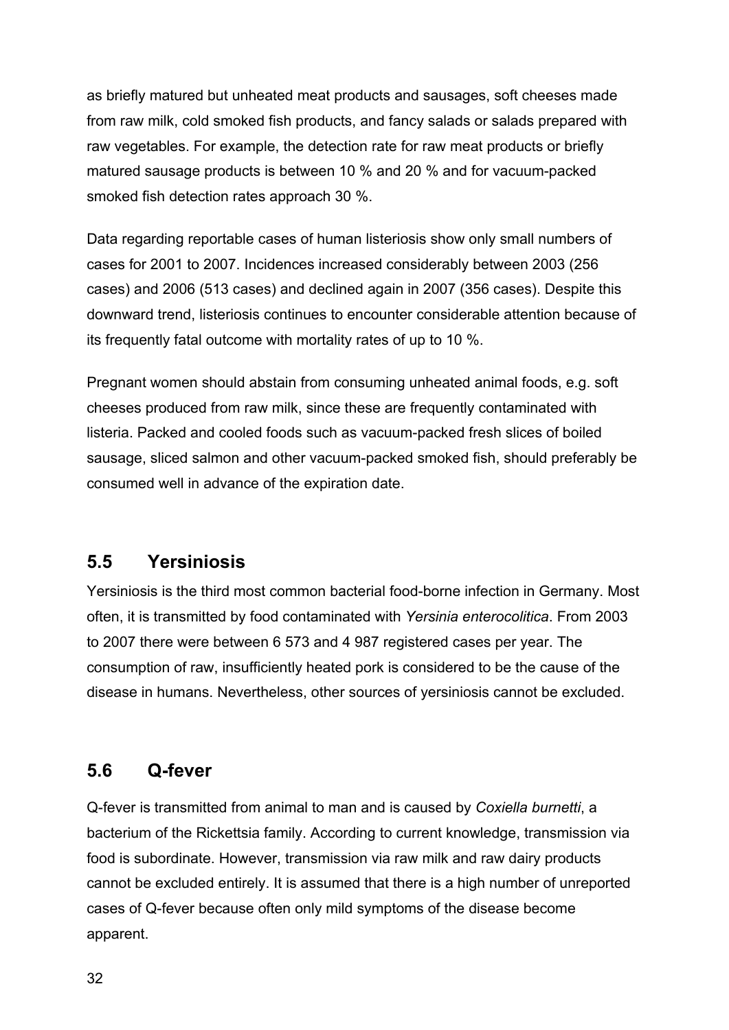as briefly matured but unheated meat products and sausages, soft cheeses made from raw milk, cold smoked fish products, and fancy salads or salads prepared with raw vegetables. For example, the detection rate for raw meat products or briefly matured sausage products is between 10 % and 20 % and for vacuum-packed smoked fish detection rates approach 30 %.

Data regarding reportable cases of human listeriosis show only small numbers of cases for 2001 to 2007. Incidences increased considerably between 2003 (256 cases) and 2006 (513 cases) and declined again in 2007 (356 cases). Despite this downward trend, listeriosis continues to encounter considerable attention because of its frequently fatal outcome with mortality rates of up to 10 %.

Pregnant women should abstain from consuming unheated animal foods, e.g. soft cheeses produced from raw milk, since these are frequently contaminated with listeria. Packed and cooled foods such as vacuum-packed fresh slices of boiled sausage, sliced salmon and other vacuum-packed smoked fish, should preferably be consumed well in advance of the expiration date.

## 5.5 Yersiniosis

Yersiniosis is the third most common bacterial food-borne infection in Germany. Most often, it is transmitted by food contaminated with *Yersinia enterocolitica*. From 2003 to 2007 there were between 6 573 and 4 987 registered cases per year. The consumption of raw, insufficiently heated pork is considered to be the cause of the disease in humans. Nevertheless, other sources of yersiniosis cannot be excluded.

## 5.6 Q-fever

Q-fever is transmitted from animal to man and is caused by *Coxiella burnetti*, a bacterium of the Rickettsia family. According to current knowledge, transmission via food is subordinate. However, transmission via raw milk and raw dairy products cannot be excluded entirely. It is assumed that there is a high number of unreported cases of Q-fever because often only mild symptoms of the disease become apparent.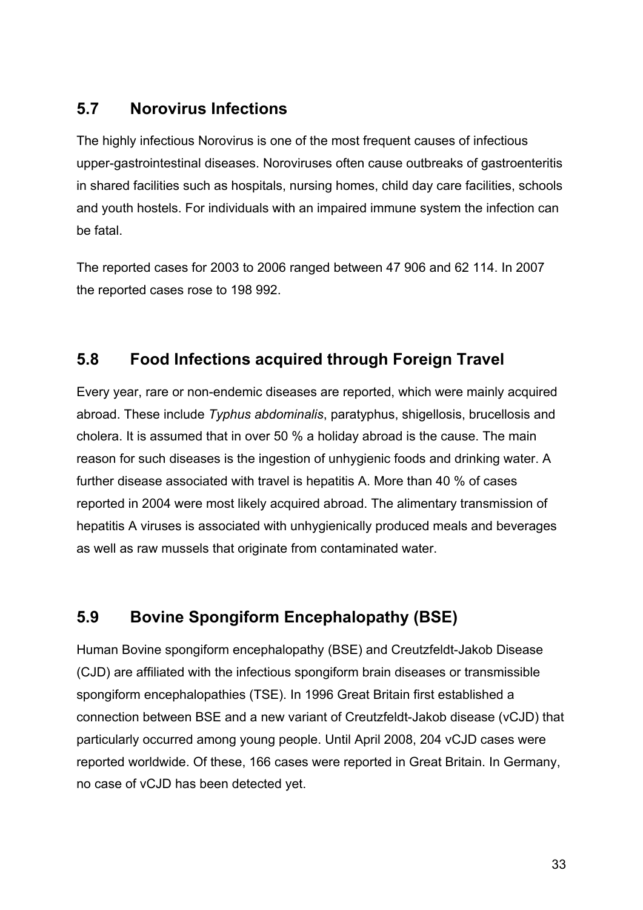## 5.7 Norovirus Infections

The highly infectious Norovirus is one of the most frequent causes of infectious upper-gastrointestinal diseases. Noroviruses often cause outbreaks of gastroenteritis in shared facilities such as hospitals, nursing homes, child day care facilities, schools and youth hostels. For individuals with an impaired immune system the infection can be fatal.

The reported cases for 2003 to 2006 ranged between 47 906 and 62 114. In 2007 the reported cases rose to 198 992.

## 5.8 Food Infections acquired through Foreign Travel

Every year, rare or non-endemic diseases are reported, which were mainly acquired abroad. These include *Typhus abdominalis*, paratyphus, shigellosis, brucellosis and cholera. It is assumed that in over 50 % a holiday abroad is the cause. The main reason for such diseases is the ingestion of unhygienic foods and drinking water. A further disease associated with travel is hepatitis A. More than 40 % of cases reported in 2004 were most likely acquired abroad. The alimentary transmission of hepatitis A viruses is associated with unhygienically produced meals and beverages as well as raw mussels that originate from contaminated water.

## 5.9 Bovine Spongiform Encephalopathy (BSE)

Human Bovine spongiform encephalopathy (BSE) and Creutzfeldt-Jakob Disease (CJD) are affiliated with the infectious spongiform brain diseases or transmissible spongiform encephalopathies (TSE). In 1996 Great Britain first established a connection between BSE and a new variant of Creutzfeldt-Jakob disease (vCJD) that particularly occurred among young people. Until April 2008, 204 vCJD cases were reported worldwide. Of these, 166 cases were reported in Great Britain. In Germany, no case of vCJD has been detected yet.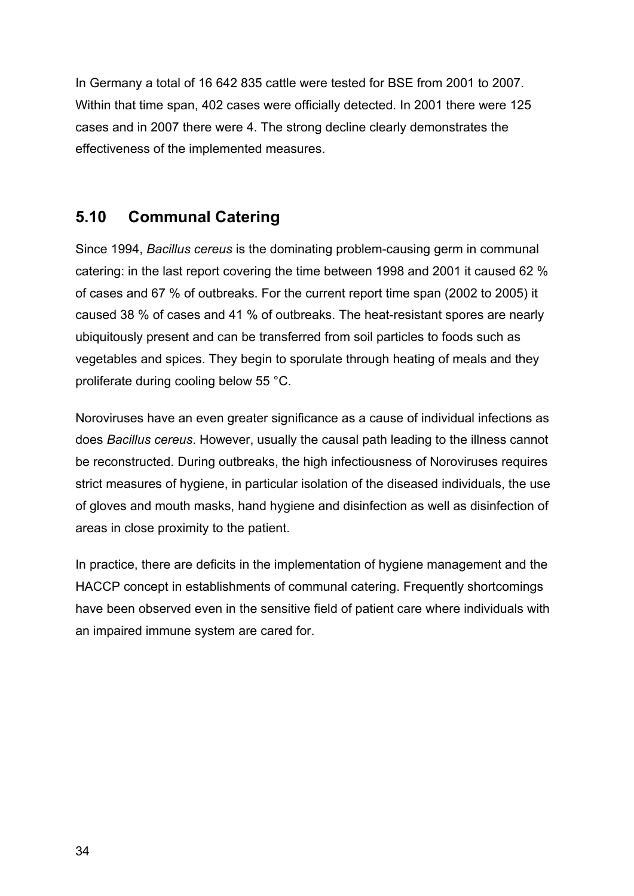In Germany a total of 16 642 835 cattle were tested for BSE from 2001 to 2007. Within that time span, 402 cases were officially detected. In 2001 there were 125 cases and in 2007 there were 4. The strong decline clearly demonstrates the effectiveness of the implemented measures.

## 5.10 Communal Catering

Since 1994, *Bacillus cereus* is the dominating problem-causing germ in communal catering: in the last report covering the time between 1998 and 2001 it caused 62 % of cases and 67 % of outbreaks. For the current report time span (2002 to 2005) it caused 38 % of cases and 41 % of outbreaks. The heat-resistant spores are nearly ubiquitously present and can be transferred from soil particles to foods such as vegetables and spices. They begin to sporulate through heating of meals and they proliferate during cooling below 55 °C.

Noroviruses have an even greater significance as a cause of individual infections as does *Bacillus cereus*. However, usually the causal path leading to the illness cannot be reconstructed. During outbreaks, the high infectiousness of Noroviruses requires strict measures of hygiene, in particular isolation of the diseased individuals, the use of gloves and mouth masks, hand hygiene and disinfection as well as disinfection of areas in close proximity to the patient.

In practice, there are deficits in the implementation of hygiene management and the HACCP concept in establishments of communal catering. Frequently shortcomings have been observed even in the sensitive field of patient care where individuals with an impaired immune system are cared for.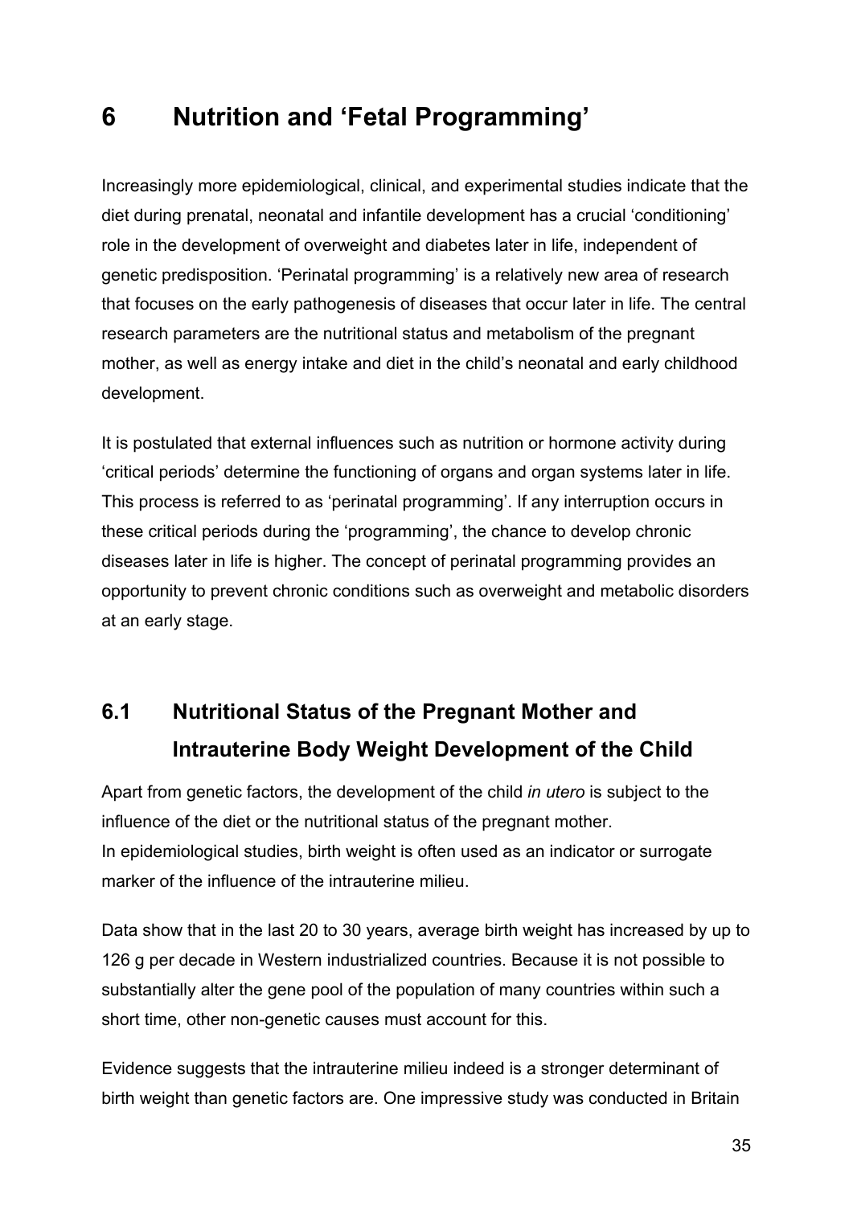# 6 Nutrition and 'Fetal Programming'

Increasingly more epidemiological, clinical, and experimental studies indicate that the diet during prenatal, neonatal and infantile development has a crucial 'conditioning' role in the development of overweight and diabetes later in life, independent of genetic predisposition. 'Perinatal programming' is a relatively new area of research that focuses on the early pathogenesis of diseases that occur later in life. The central research parameters are the nutritional status and metabolism of the pregnant mother, as well as energy intake and diet in the child's neonatal and early childhood development.

It is postulated that external influences such as nutrition or hormone activity during 'critical periods' determine the functioning of organs and organ systems later in life. This process is referred to as 'perinatal programming'. If any interruption occurs in these critical periods during the 'programming', the chance to develop chronic diseases later in life is higher. The concept of perinatal programming provides an opportunity to prevent chronic conditions such as overweight and metabolic disorders at an early stage.

## 6.1 Nutritional Status of the Pregnant Mother and Intrauterine Body Weight Development of the Child

Apart from genetic factors, the development of the child *in utero* is subject to the influence of the diet or the nutritional status of the pregnant mother.
In epidemiological studies, birth weight is often used as an indicator or surrogate marker of the influence of the intrauterine milieu.

Data show that in the last 20 to 30 years, average birth weight has increased by up to 126 g per decade in Western industrialized countries. Because it is not possible to substantially alter the gene pool of the population of many countries within such a short time, other non-genetic causes must account for this.

Evidence suggests that the intrauterine milieu indeed is a stronger determinant of birth weight than genetic factors are. One impressive study was conducted in Britain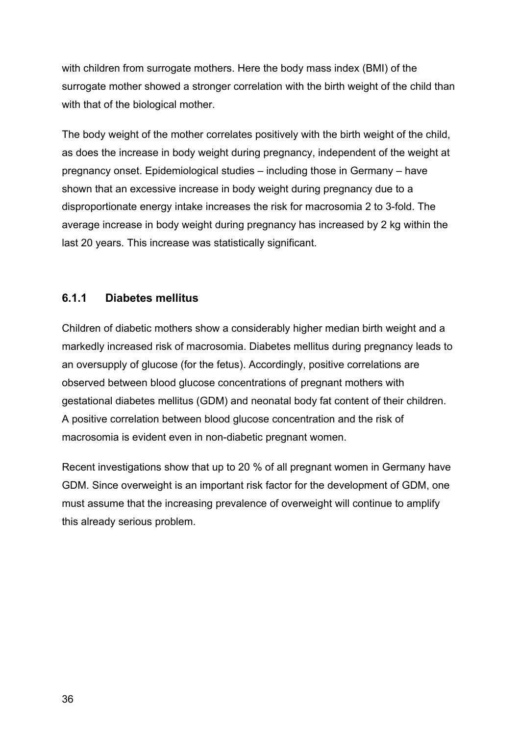with children from surrogate mothers. Here the body mass index (BMI) of the surrogate mother showed a stronger correlation with the birth weight of the child than with that of the biological mother.

The body weight of the mother correlates positively with the birth weight of the child, as does the increase in body weight during pregnancy, independent of the weight at pregnancy onset. Epidemiological studies – including those in Germany – have shown that an excessive increase in body weight during pregnancy due to a disproportionate energy intake increases the risk for macrosomia 2 to 3-fold. The average increase in body weight during pregnancy has increased by 2 kg within the last 20 years. This increase was statistically significant.

### 6.1.1 Diabetes mellitus

Children of diabetic mothers show a considerably higher median birth weight and a markedly increased risk of macrosomia. Diabetes mellitus during pregnancy leads to an oversupply of glucose (for the fetus). Accordingly, positive correlations are observed between blood glucose concentrations of pregnant mothers with gestational diabetes mellitus (GDM) and neonatal body fat content of their children. A positive correlation between blood glucose concentration and the risk of macrosomia is evident even in non-diabetic pregnant women.

Recent investigations show that up to 20 % of all pregnant women in Germany have GDM. Since overweight is an important risk factor for the development of GDM, one must assume that the increasing prevalence of overweight will continue to amplify this already serious problem.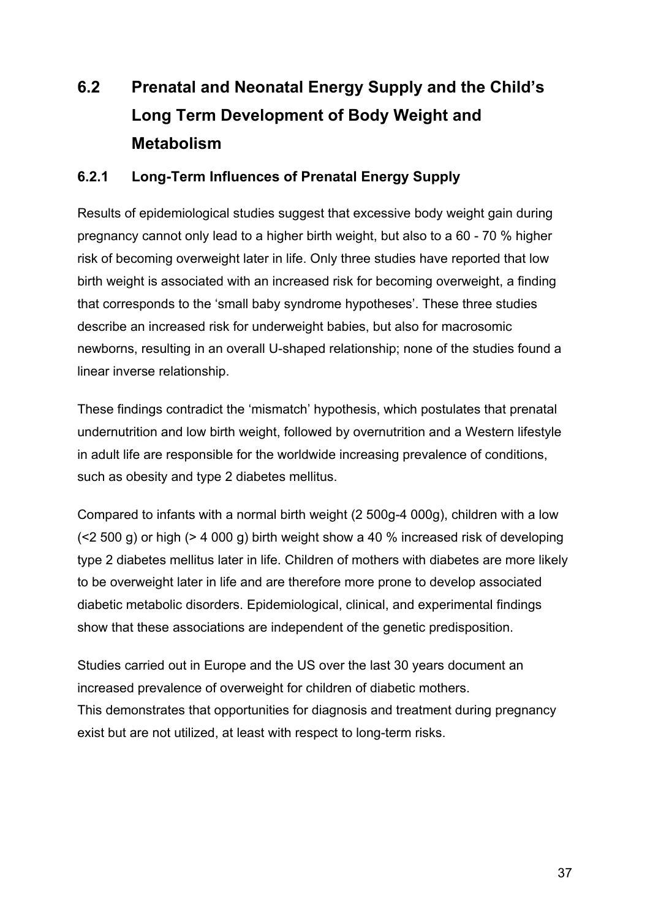## 6.2 Prenatal and Neonatal Energy Supply and the Child's Long Term Development of Body Weight and Metabolism

### 6.2.1 Long-Term Influences of Prenatal Energy Supply

Results of epidemiological studies suggest that excessive body weight gain during pregnancy cannot only lead to a higher birth weight, but also to a 60 - 70 % higher risk of becoming overweight later in life. Only three studies have reported that low birth weight is associated with an increased risk for becoming overweight, a finding that corresponds to the 'small baby syndrome hypotheses'. These three studies describe an increased risk for underweight babies, but also for macrosomic newborns, resulting in an overall U-shaped relationship; none of the studies found a linear inverse relationship.

These findings contradict the 'mismatch' hypothesis, which postulates that prenatal undernutrition and low birth weight, followed by overnutrition and a Western lifestyle in adult life are responsible for the worldwide increasing prevalence of conditions, such as obesity and type 2 diabetes mellitus.

Compared to infants with a normal birth weight (2 500g-4 000g), children with a low (<2 500 g) or high (> 4 000 g) birth weight show a 40 % increased risk of developing type 2 diabetes mellitus later in life. Children of mothers with diabetes are more likely to be overweight later in life and are therefore more prone to develop associated diabetic metabolic disorders. Epidemiological, clinical, and experimental findings show that these associations are independent of the genetic predisposition.

Studies carried out in Europe and the US over the last 30 years document an increased prevalence of overweight for children of diabetic mothers.
This demonstrates that opportunities for diagnosis and treatment during pregnancy exist but are not utilized, at least with respect to long-term risks.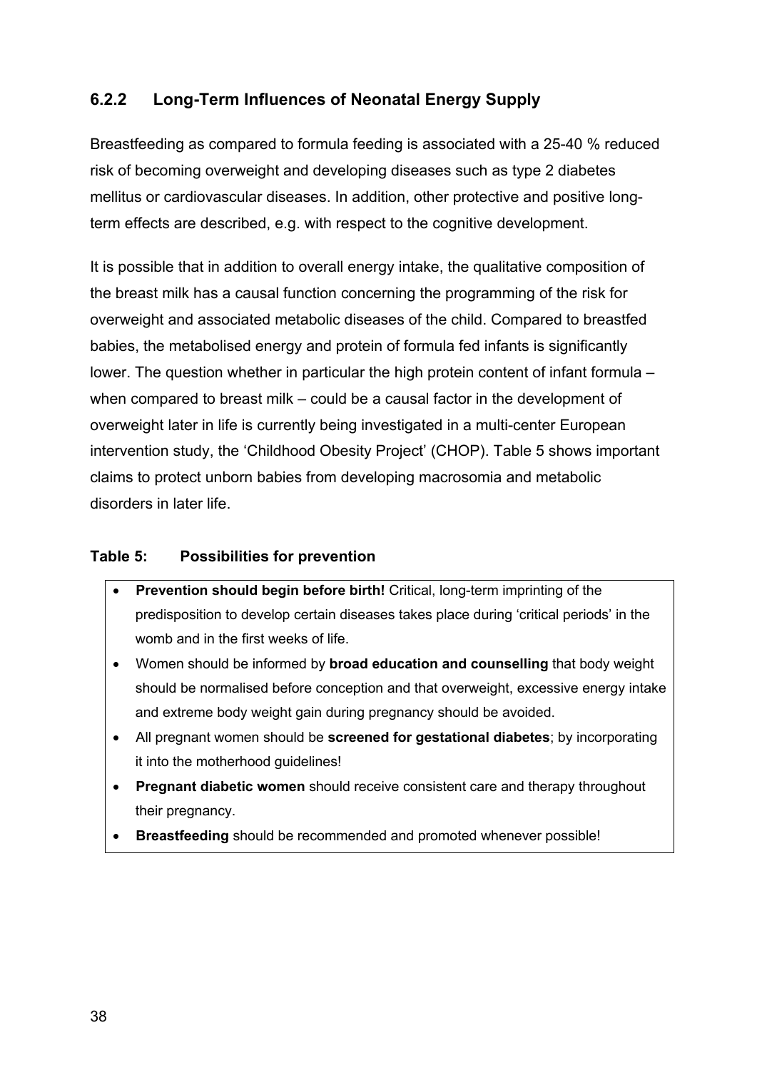### 6.2.2 Long-Term Influences of Neonatal Energy Supply

Breastfeeding as compared to formula feeding is associated with a 25-40 % reduced risk of becoming overweight and developing diseases such as type 2 diabetes mellitus or cardiovascular diseases. In addition, other protective and positive long-term effects are described, e.g. with respect to the cognitive development.

It is possible that in addition to overall energy intake, the qualitative composition of the breast milk has a causal function concerning the programming of the risk for overweight and associated metabolic diseases of the child. Compared to breastfed babies, the metabolised energy and protein of formula fed infants is significantly lower. The question whether in particular the high protein content of infant formula – when compared to breast milk – could be a causal factor in the development of overweight later in life is currently being investigated in a multi-center European intervention study, the 'Childhood Obesity Project' (CHOP). Table 5 shows important claims to protect unborn babies from developing macrosomia and metabolic disorders in later life.

**Table 5: Possibilities for prevention**

- **Prevention should begin before birth!** Critical, long-term imprinting of the predisposition to develop certain diseases takes place during 'critical periods' in the womb and in the first weeks of life.
- Women should be informed by **broad education and counselling** that body weight should be normalised before conception and that overweight, excessive energy intake and extreme body weight gain during pregnancy should be avoided.
- All pregnant women should be **screened for gestational diabetes**; by incorporating it into the motherhood guidelines!
- **Pregnant diabetic women** should receive consistent care and therapy throughout their pregnancy.
- **Breastfeeding** should be recommended and promoted whenever possible!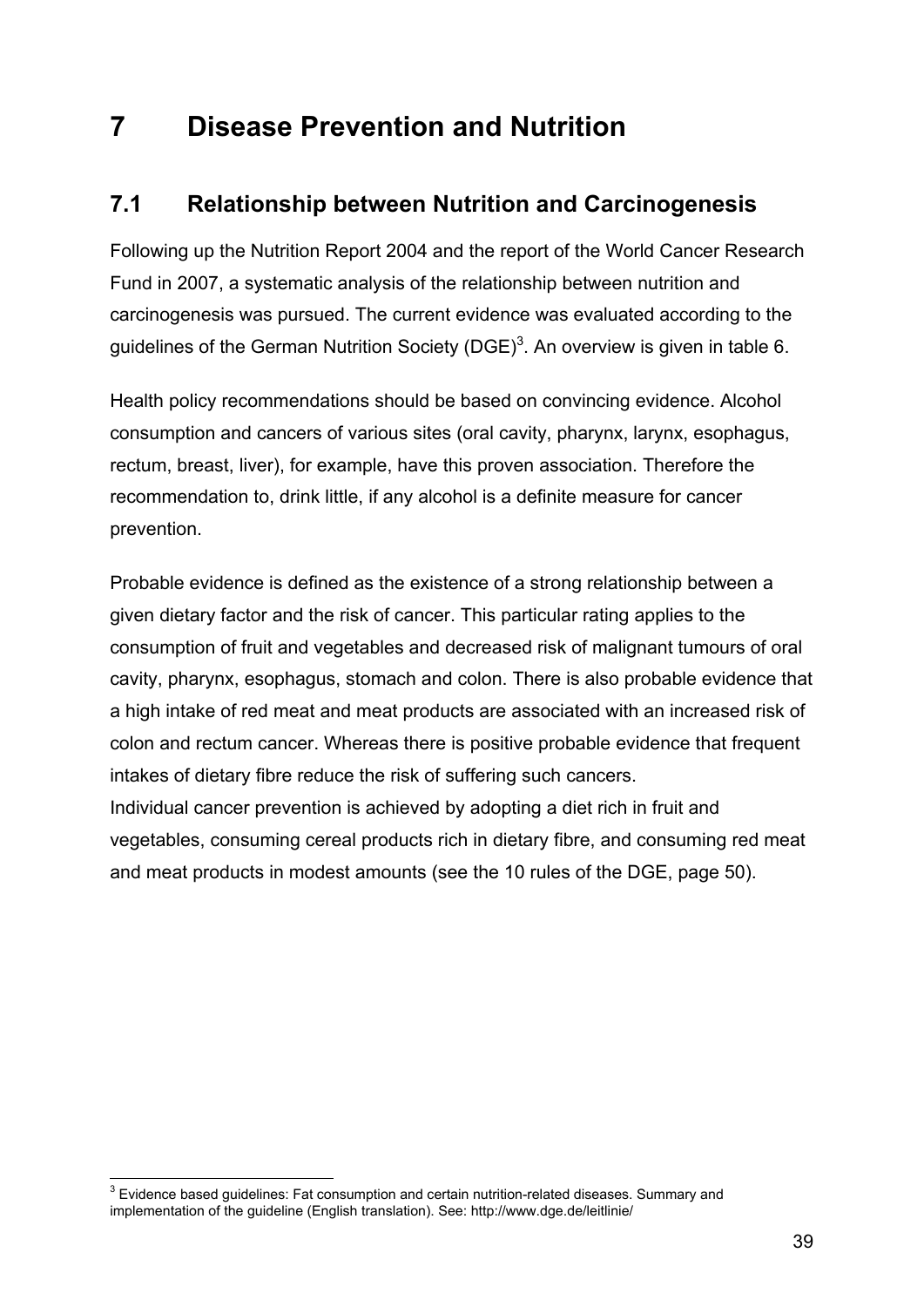# 7 Disease Prevention and Nutrition

## 7.1 Relationship between Nutrition and Carcinogenesis

Following up the Nutrition Report 2004 and the report of the World Cancer Research Fund in 2007, a systematic analysis of the relationship between nutrition and carcinogenesis was pursued. The current evidence was evaluated according to the guidelines of the German Nutrition Society (DGE)[3]. An overview is given in table 6.

Health policy recommendations should be based on convincing evidence. Alcohol consumption and cancers of various sites (oral cavity, pharynx, larynx, esophagus, rectum, breast, liver), for example, have this proven association. Therefore the recommendation to, drink little, if any alcohol is a definite measure for cancer prevention.

Probable evidence is defined as the existence of a strong relationship between a given dietary factor and the risk of cancer. This particular rating applies to the consumption of fruit and vegetables and decreased risk of malignant tumours of oral cavity, pharynx, esophagus, stomach and colon. There is also probable evidence that a high intake of red meat and meat products are associated with an increased risk of colon and rectum cancer. Whereas there is positive probable evidence that frequent intakes of dietary fibre reduce the risk of suffering such cancers.
Individual cancer prevention is achieved by adopting a diet rich in fruit and vegetables, consuming cereal products rich in dietary fibre, and consuming red meat and meat products in modest amounts (see the 10 rules of the DGE, page 50).

[3] Evidence based guidelines: Fat consumption and certain nutrition-related diseases. Summary and implementation of the guideline (English translation). See: http://www.dge.de/leitlinie/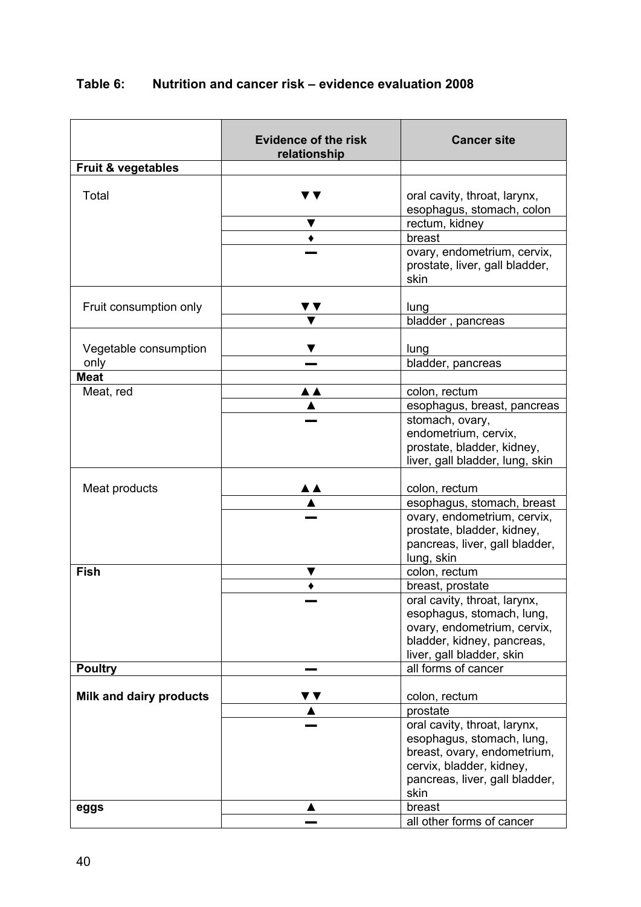**Table 6: Nutrition and cancer risk – evidence evaluation 2008**

| | Evidence of the risk relationship | Cancer site |
|---|---|---|
| **Fruit & vegetables** | | |
| Total | ▼▼ | oral cavity, throat, larynx, esophagus, stomach, colon |
| | ▼ | rectum, kidney |
| | ♦ | breast |
| | ▬ | ovary, endometrium, cervix, prostate, liver, gall bladder, skin |
| Fruit consumption only | ▼▼ | lung |
| | ▼ | bladder , pancreas |
| Vegetable consumption only | ▼ | lung |
| | ▬ | bladder, pancreas |
| **Meat** | | |
| Meat, red | ▲▲ | colon, rectum |
| | ▲ | esophagus, breast, pancreas |
| | ▬ | stomach, ovary, endometrium, cervix, prostate, bladder, kidney, liver, gall bladder, lung, skin |
| Meat products | ▲▲ | colon, rectum |
| | ▲ | esophagus, stomach, breast |
| | ▬ | ovary, endometrium, cervix, prostate, bladder, kidney, pancreas, liver, gall bladder, lung, skin |
| **Fish** | ▼ | colon, rectum |
| | ♦ | breast, prostate |
| | ▬ | oral cavity, throat, larynx, esophagus, stomach, lung, ovary, endometrium, cervix, bladder, kidney, pancreas, liver, gall bladder, skin |
| **Poultry** | ▬ | all forms of cancer |
| **Milk and dairy products** | ▼▼ | colon, rectum |
| | ▲ | prostate |
| | ▬ | oral cavity, throat, larynx, esophagus, stomach, lung, breast, ovary, endometrium, cervix, bladder, kidney, pancreas, liver, gall bladder, skin |
| **eggs** | ▲ | breast |
| | ▬ | all other forms of cancer |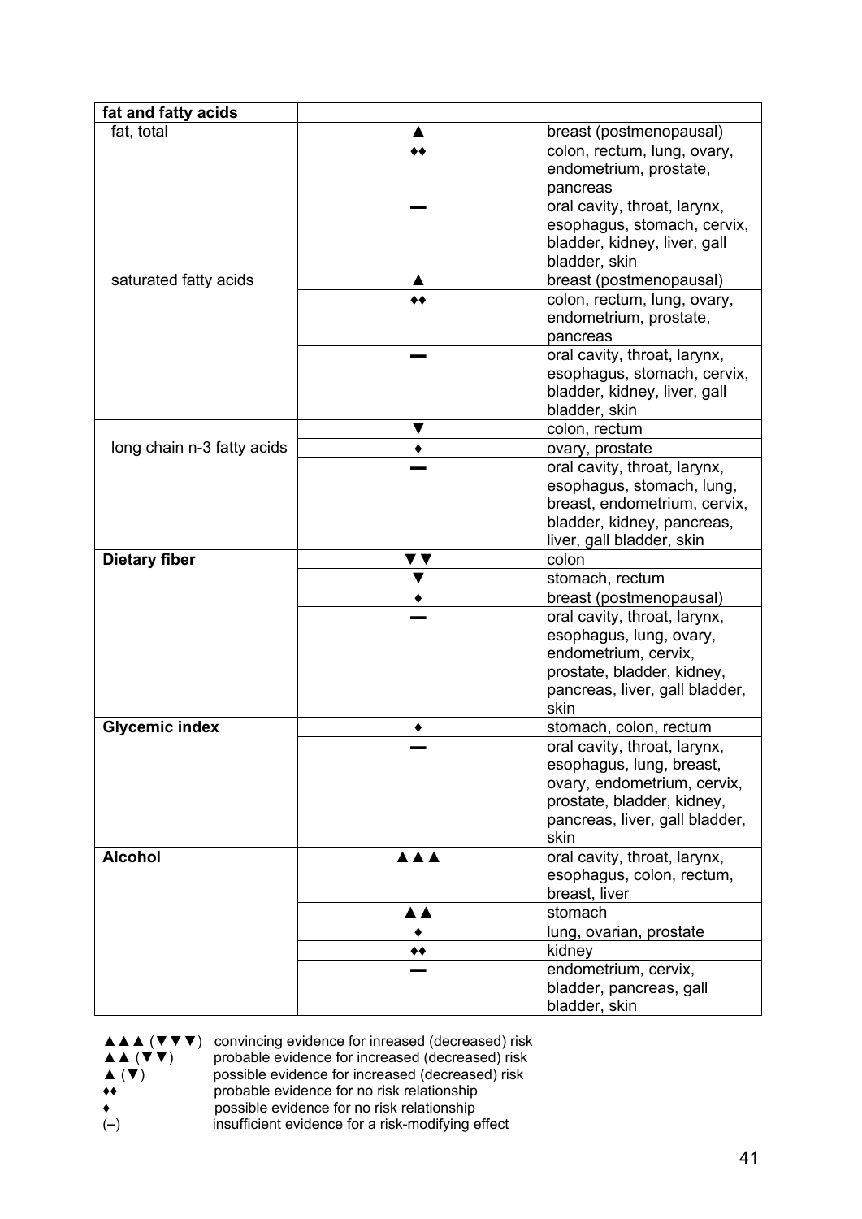| **fat and fatty acids** | | |
|---|---|---|
| fat, total | ▲ | breast (postmenopausal) |
| | ♦♦ | colon, rectum, lung, ovary, endometrium, prostate, pancreas |
| | ▬ | oral cavity, throat, larynx, esophagus, stomach, cervix, bladder, kidney, liver, gall bladder, skin |
| saturated fatty acids | ▲ | breast (postmenopausal) |
| | ♦♦ | colon, rectum, lung, ovary, endometrium, prostate, pancreas |
| | ▬ | oral cavity, throat, larynx, esophagus, stomach, cervix, bladder, kidney, liver, gall bladder, skin |
| long chain n-3 fatty acids | ▼ | colon, rectum |
| | ♦ | ovary, prostate |
| | ▬ | oral cavity, throat, larynx, esophagus, stomach, lung, breast, endometrium, cervix, bladder, kidney, pancreas, liver, gall bladder, skin |
| **Dietary fiber** | ▼▼ | colon |
| | ▼ | stomach, rectum |
| | ♦ | breast (postmenopausal) |
| | ▬ | oral cavity, throat, larynx, esophagus, lung, ovary, endometrium, cervix, prostate, bladder, kidney, pancreas, liver, gall bladder, skin |
| **Glycemic index** | ♦ | stomach, colon, rectum |
| | ▬ | oral cavity, throat, larynx, esophagus, lung, breast, ovary, endometrium, cervix, prostate, bladder, kidney, pancreas, liver, gall bladder, skin |
| **Alcohol** | ▲▲▲ | oral cavity, throat, larynx, esophagus, colon, rectum, breast, liver |
| | ▲▲ | stomach |
| | ♦ | lung, ovarian, prostate |
| | ♦♦ | kidney |
| | ▬ | endometrium, cervix, bladder, pancreas, gall bladder, skin |

▲▲▲ (▼▼▼) convincing evidence for inreased (decreased) risk
▲▲ (▼▼) probable evidence for increased (decreased) risk
▲ (▼) possible evidence for increased (decreased) risk
♦♦ probable evidence for no risk relationship
♦ possible evidence for no risk relationship
(–) insufficient evidence for a risk-modifying effect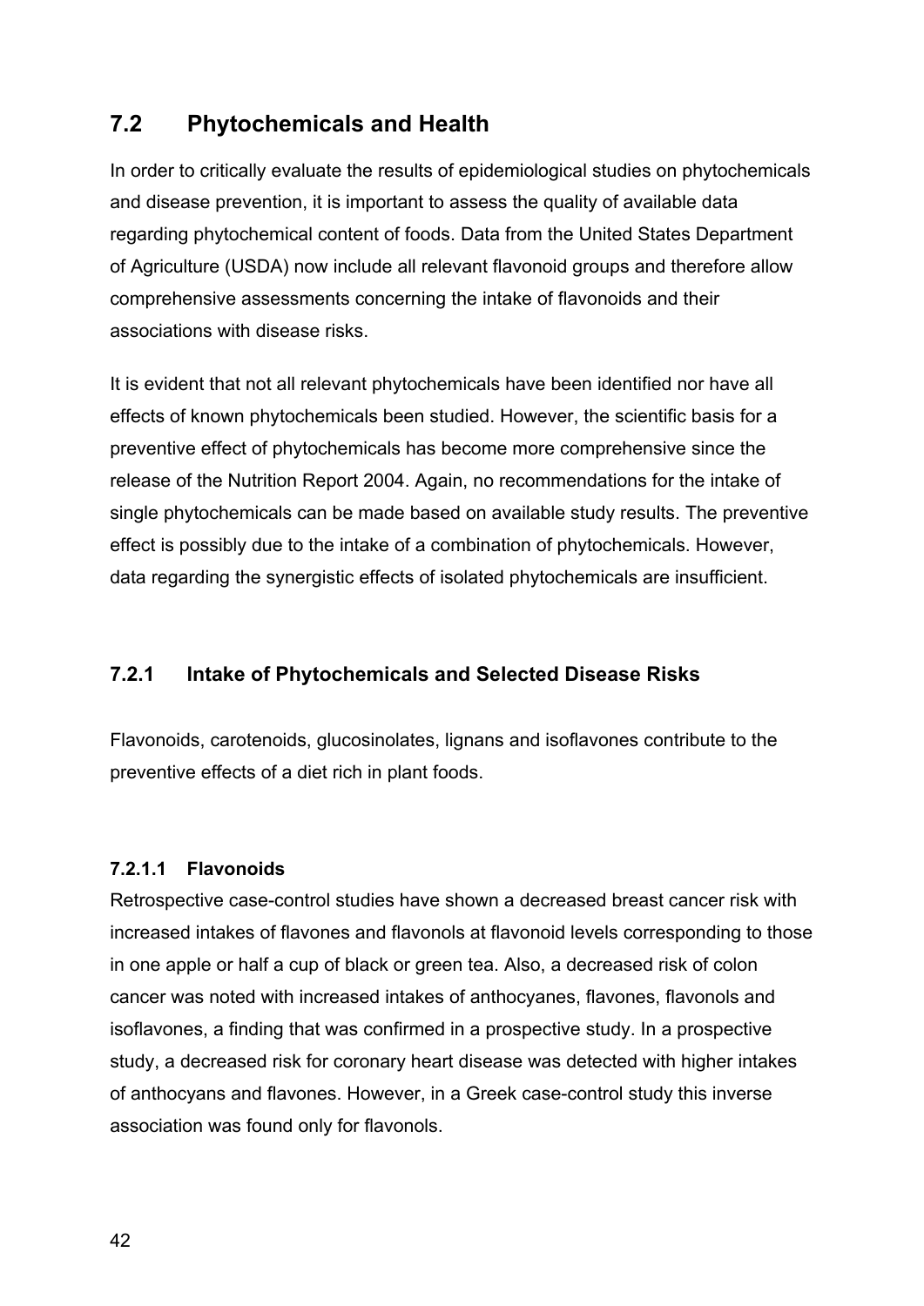## 7.2 Phytochemicals and Health

In order to critically evaluate the results of epidemiological studies on phytochemicals and disease prevention, it is important to assess the quality of available data regarding phytochemical content of foods. Data from the United States Department of Agriculture (USDA) now include all relevant flavonoid groups and therefore allow comprehensive assessments concerning the intake of flavonoids and their associations with disease risks.

It is evident that not all relevant phytochemicals have been identified nor have all effects of known phytochemicals been studied. However, the scientific basis for a preventive effect of phytochemicals has become more comprehensive since the release of the Nutrition Report 2004. Again, no recommendations for the intake of single phytochemicals can be made based on available study results. The preventive effect is possibly due to the intake of a combination of phytochemicals. However, data regarding the synergistic effects of isolated phytochemicals are insufficient.

### 7.2.1 Intake of Phytochemicals and Selected Disease Risks

Flavonoids, carotenoids, glucosinolates, lignans and isoflavones contribute to the preventive effects of a diet rich in plant foods.

#### 7.2.1.1 Flavonoids

Retrospective case-control studies have shown a decreased breast cancer risk with increased intakes of flavones and flavonols at flavonoid levels corresponding to those in one apple or half a cup of black or green tea. Also, a decreased risk of colon cancer was noted with increased intakes of anthocyanes, flavones, flavonols and isoflavones, a finding that was confirmed in a prospective study. In a prospective study, a decreased risk for coronary heart disease was detected with higher intakes of anthocyans and flavones. However, in a Greek case-control study this inverse association was found only for flavonols.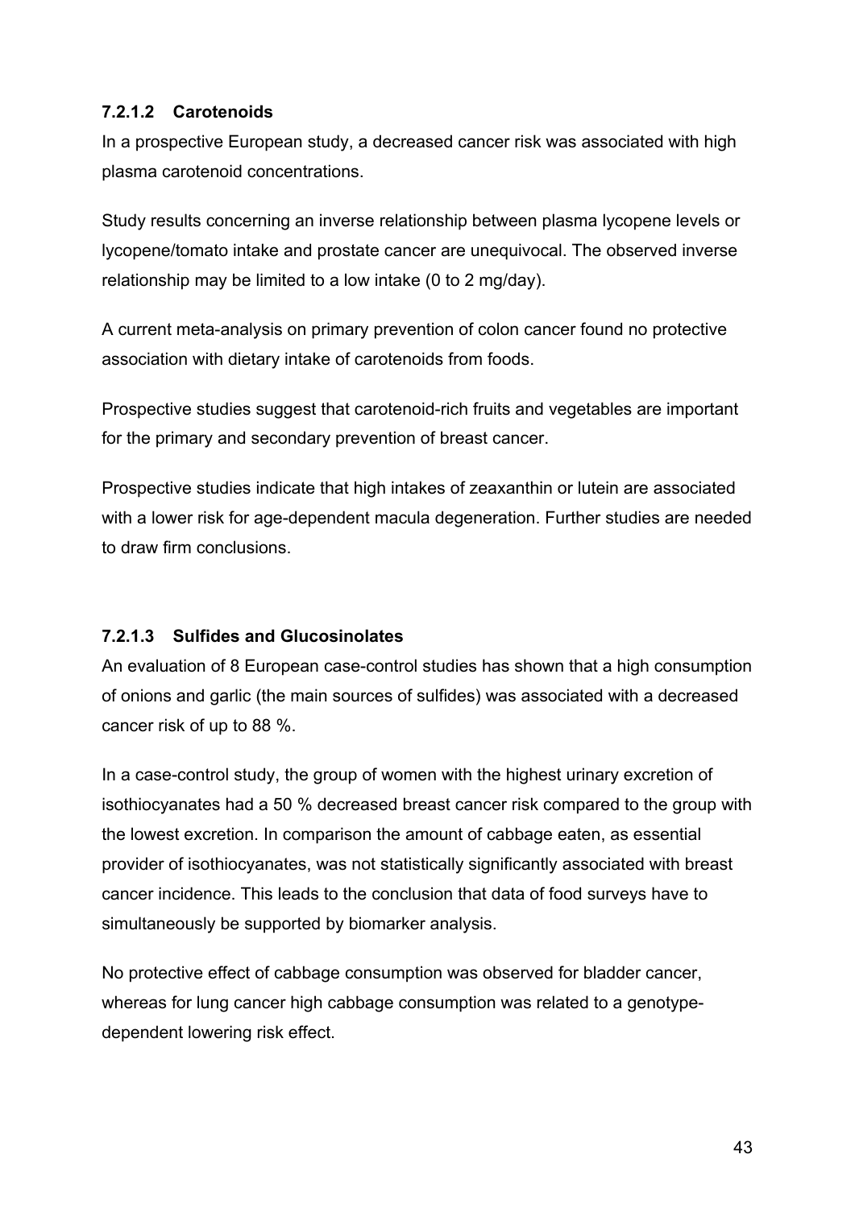#### 7.2.1.2 Carotenoids

In a prospective European study, a decreased cancer risk was associated with high plasma carotenoid concentrations.

Study results concerning an inverse relationship between plasma lycopene levels or lycopene/tomato intake and prostate cancer are unequivocal. The observed inverse relationship may be limited to a low intake (0 to 2 mg/day).

A current meta-analysis on primary prevention of colon cancer found no protective association with dietary intake of carotenoids from foods.

Prospective studies suggest that carotenoid-rich fruits and vegetables are important for the primary and secondary prevention of breast cancer.

Prospective studies indicate that high intakes of zeaxanthin or lutein are associated with a lower risk for age-dependent macula degeneration. Further studies are needed to draw firm conclusions.

#### 7.2.1.3 Sulfides and Glucosinolates

An evaluation of 8 European case-control studies has shown that a high consumption of onions and garlic (the main sources of sulfides) was associated with a decreased cancer risk of up to 88 %.

In a case-control study, the group of women with the highest urinary excretion of isothiocyanates had a 50 % decreased breast cancer risk compared to the group with the lowest excretion. In comparison the amount of cabbage eaten, as essential provider of isothiocyanates, was not statistically significantly associated with breast cancer incidence. This leads to the conclusion that data of food surveys have to simultaneously be supported by biomarker analysis.

No protective effect of cabbage consumption was observed for bladder cancer, whereas for lung cancer high cabbage consumption was related to a genotype-dependent lowering risk effect.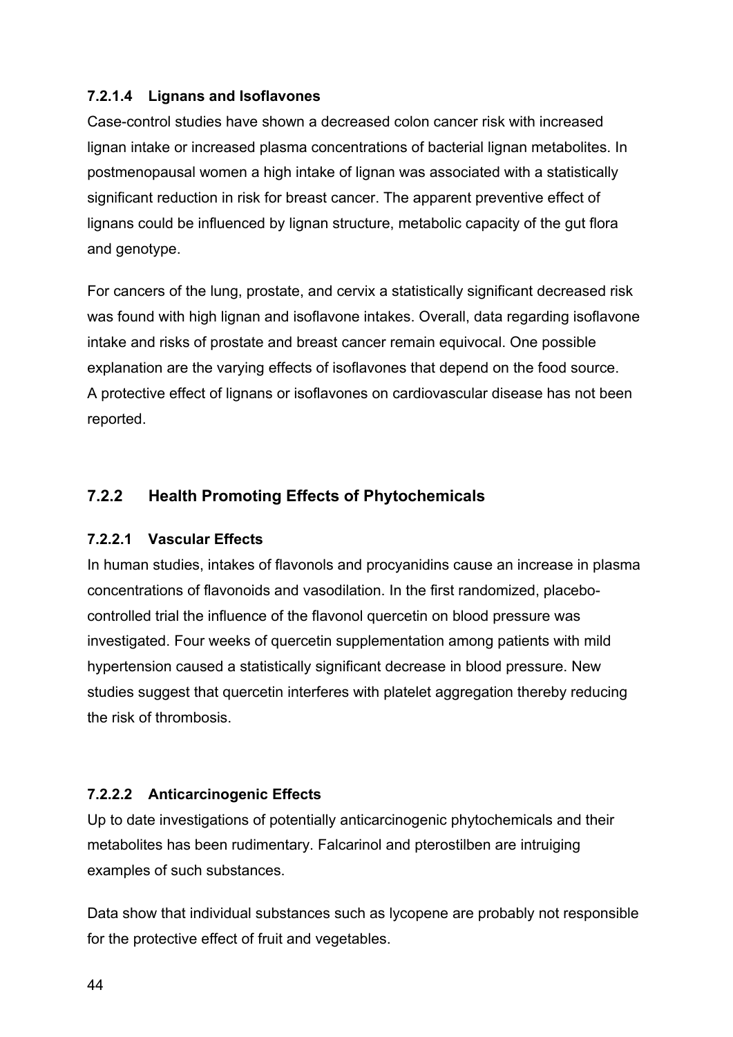#### 7.2.1.4 Lignans and Isoflavones

Case-control studies have shown a decreased colon cancer risk with increased lignan intake or increased plasma concentrations of bacterial lignan metabolites. In postmenopausal women a high intake of lignan was associated with a statistically significant reduction in risk for breast cancer. The apparent preventive effect of lignans could be influenced by lignan structure, metabolic capacity of the gut flora and genotype.

For cancers of the lung, prostate, and cervix a statistically significant decreased risk was found with high lignan and isoflavone intakes. Overall, data regarding isoflavone intake and risks of prostate and breast cancer remain equivocal. One possible explanation are the varying effects of isoflavones that depend on the food source. A protective effect of lignans or isoflavones on cardiovascular disease has not been reported.

### 7.2.2 Health Promoting Effects of Phytochemicals

#### 7.2.2.1 Vascular Effects

In human studies, intakes of flavonols and procyanidins cause an increase in plasma concentrations of flavonoids and vasodilation. In the first randomized, placebo-controlled trial the influence of the flavonol quercetin on blood pressure was investigated. Four weeks of quercetin supplementation among patients with mild hypertension caused a statistically significant decrease in blood pressure. New studies suggest that quercetin interferes with platelet aggregation thereby reducing the risk of thrombosis.

#### 7.2.2.2 Anticarcinogenic Effects

Up to date investigations of potentially anticarcinogenic phytochemicals and their metabolites has been rudimentary. Falcarinol and pterostilben are intruiging examples of such substances.

Data show that individual substances such as lycopene are probably not responsible for the protective effect of fruit and vegetables.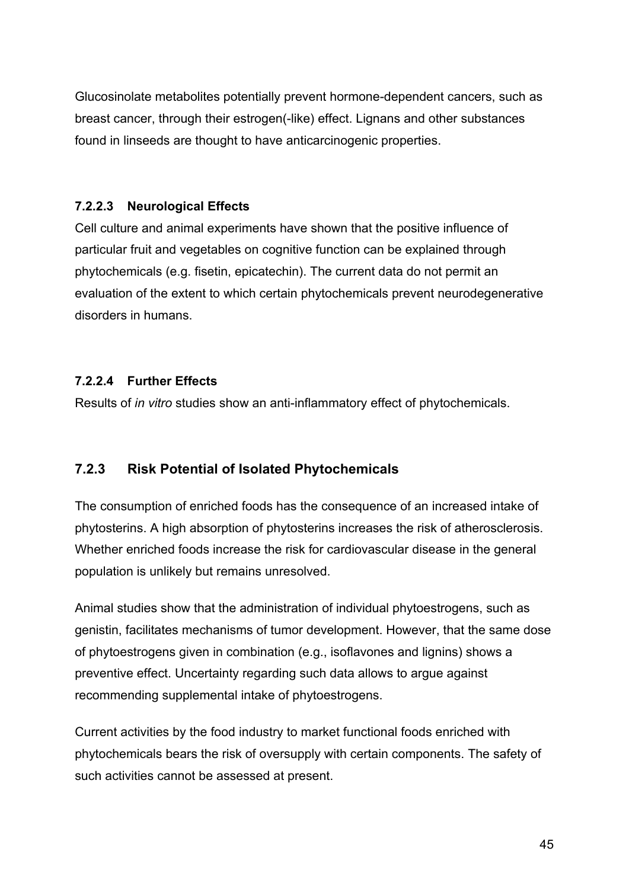Glucosinolate metabolites potentially prevent hormone-dependent cancers, such as breast cancer, through their estrogen(-like) effect. Lignans and other substances found in linseeds are thought to have anticarcinogenic properties.

#### 7.2.2.3 Neurological Effects

Cell culture and animal experiments have shown that the positive influence of particular fruit and vegetables on cognitive function can be explained through phytochemicals (e.g. fisetin, epicatechin). The current data do not permit an evaluation of the extent to which certain phytochemicals prevent neurodegenerative disorders in humans.

#### 7.2.2.4 Further Effects

Results of *in vitro* studies show an anti-inflammatory effect of phytochemicals.

### 7.2.3 Risk Potential of Isolated Phytochemicals

The consumption of enriched foods has the consequence of an increased intake of phytosterins. A high absorption of phytosterins increases the risk of atherosclerosis. Whether enriched foods increase the risk for cardiovascular disease in the general population is unlikely but remains unresolved.

Animal studies show that the administration of individual phytoestrogens, such as genistin, facilitates mechanisms of tumor development. However, that the same dose of phytoestrogens given in combination (e.g., isoflavones and lignins) shows a preventive effect. Uncertainty regarding such data allows to argue against recommending supplemental intake of phytoestrogens.

Current activities by the food industry to market functional foods enriched with phytochemicals bears the risk of oversupply with certain components. The safety of such activities cannot be assessed at present.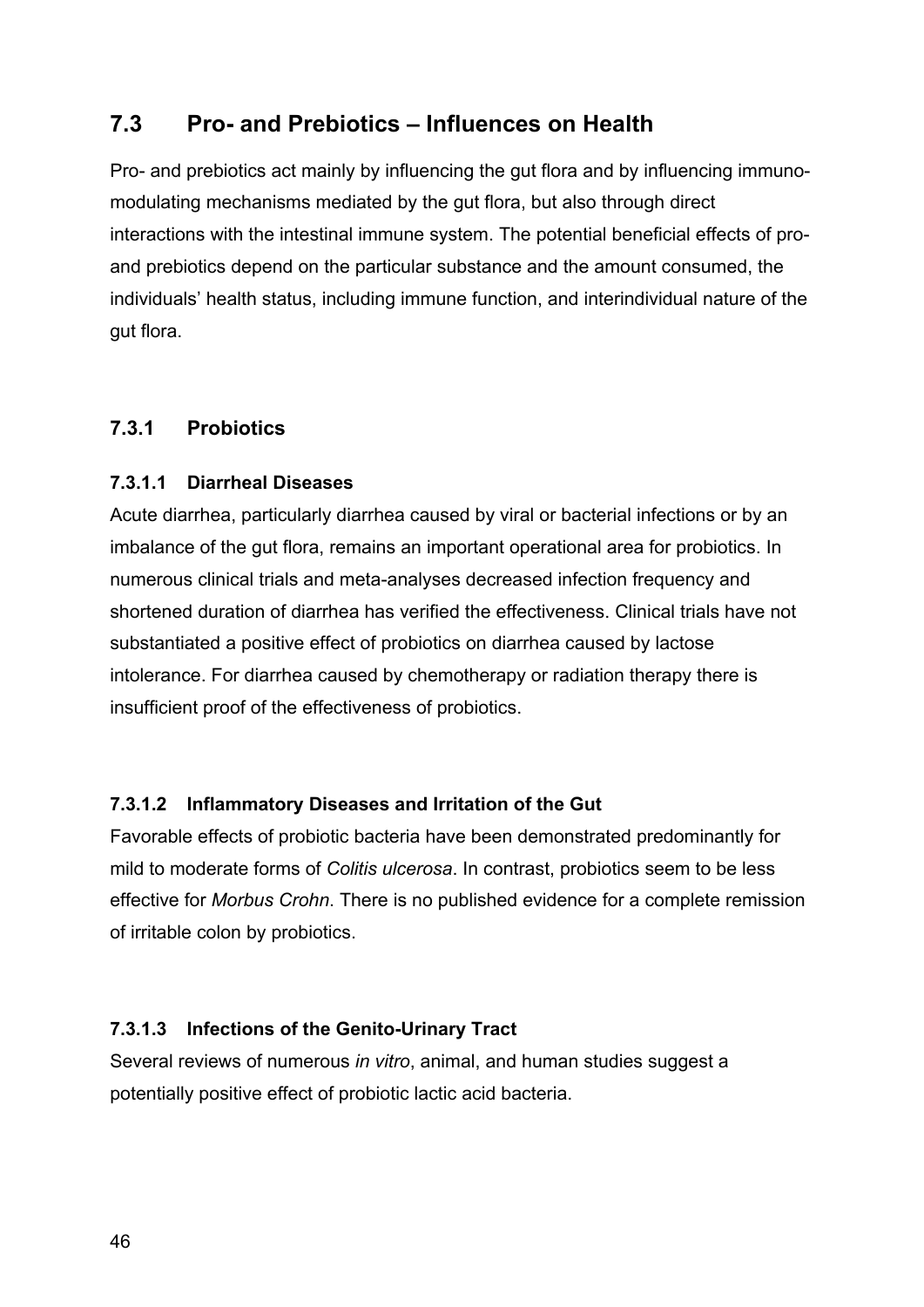## 7.3 Pro- and Prebiotics – Influences on Health

Pro- and prebiotics act mainly by influencing the gut flora and by influencing immuno-modulating mechanisms mediated by the gut flora, but also through direct interactions with the intestinal immune system. The potential beneficial effects of pro- and prebiotics depend on the particular substance and the amount consumed, the individuals' health status, including immune function, and interindividual nature of the gut flora.

### 7.3.1 Probiotics

#### 7.3.1.1 Diarrheal Diseases

Acute diarrhea, particularly diarrhea caused by viral or bacterial infections or by an imbalance of the gut flora, remains an important operational area for probiotics. In numerous clinical trials and meta-analyses decreased infection frequency and shortened duration of diarrhea has verified the effectiveness. Clinical trials have not substantiated a positive effect of probiotics on diarrhea caused by lactose intolerance. For diarrhea caused by chemotherapy or radiation therapy there is insufficient proof of the effectiveness of probiotics.

#### 7.3.1.2 Inflammatory Diseases and Irritation of the Gut

Favorable effects of probiotic bacteria have been demonstrated predominantly for mild to moderate forms of *Colitis ulcerosa*. In contrast, probiotics seem to be less effective for *Morbus Crohn*. There is no published evidence for a complete remission of irritable colon by probiotics.

#### 7.3.1.3 Infections of the Genito-Urinary Tract

Several reviews of numerous *in vitro*, animal, and human studies suggest a potentially positive effect of probiotic lactic acid bacteria.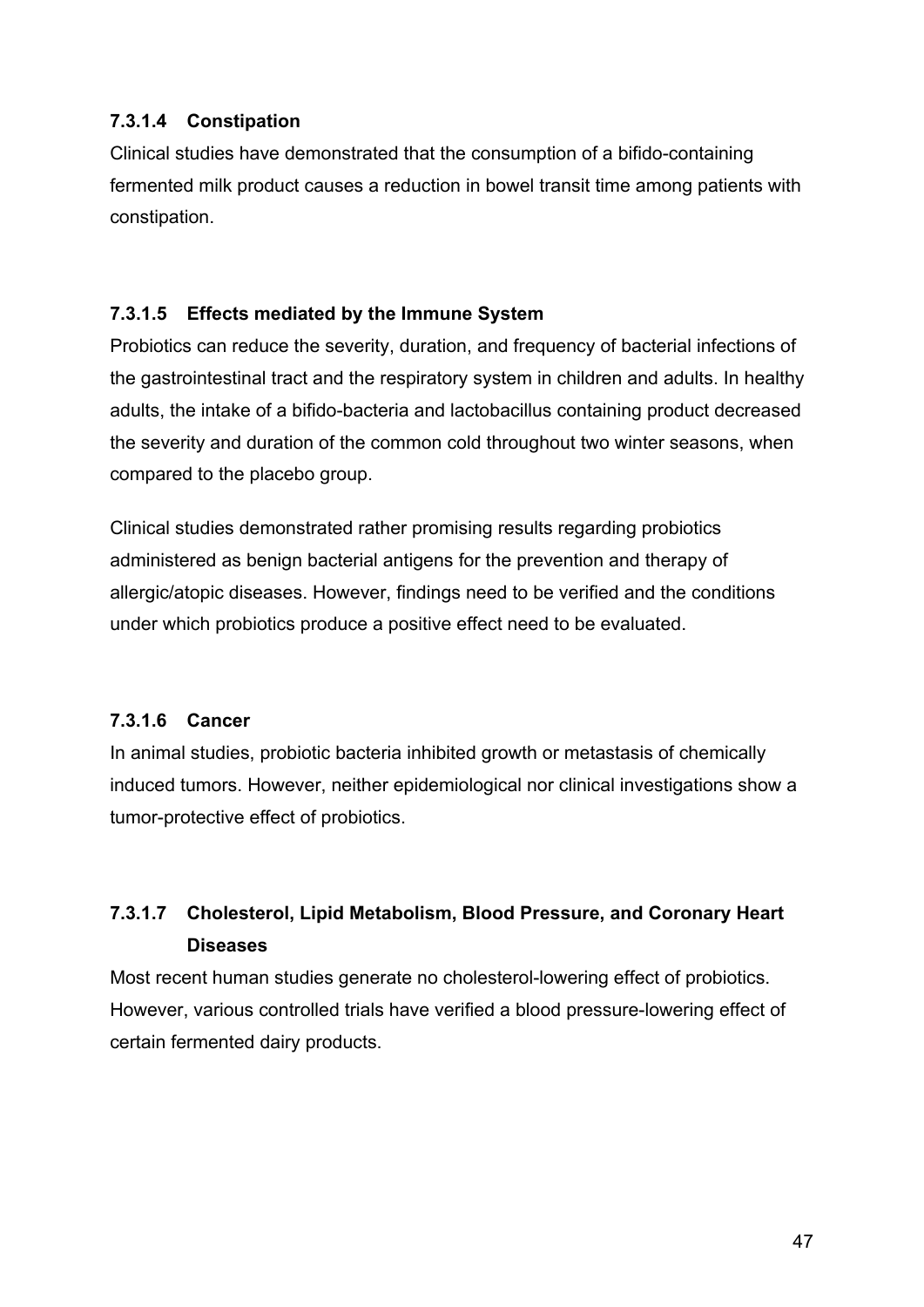#### 7.3.1.4 Constipation

Clinical studies have demonstrated that the consumption of a bifido-containing fermented milk product causes a reduction in bowel transit time among patients with constipation.

#### 7.3.1.5 Effects mediated by the Immune System

Probiotics can reduce the severity, duration, and frequency of bacterial infections of the gastrointestinal tract and the respiratory system in children and adults. In healthy adults, the intake of a bifido-bacteria and lactobacillus containing product decreased the severity and duration of the common cold throughout two winter seasons, when compared to the placebo group.

Clinical studies demonstrated rather promising results regarding probiotics administered as benign bacterial antigens for the prevention and therapy of allergic/atopic diseases. However, findings need to be verified and the conditions under which probiotics produce a positive effect need to be evaluated.

#### 7.3.1.6 Cancer

In animal studies, probiotic bacteria inhibited growth or metastasis of chemically induced tumors. However, neither epidemiological nor clinical investigations show a tumor-protective effect of probiotics.

#### 7.3.1.7 Cholesterol, Lipid Metabolism, Blood Pressure, and Coronary Heart Diseases

Most recent human studies generate no cholesterol-lowering effect of probiotics. However, various controlled trials have verified a blood pressure-lowering effect of certain fermented dairy products.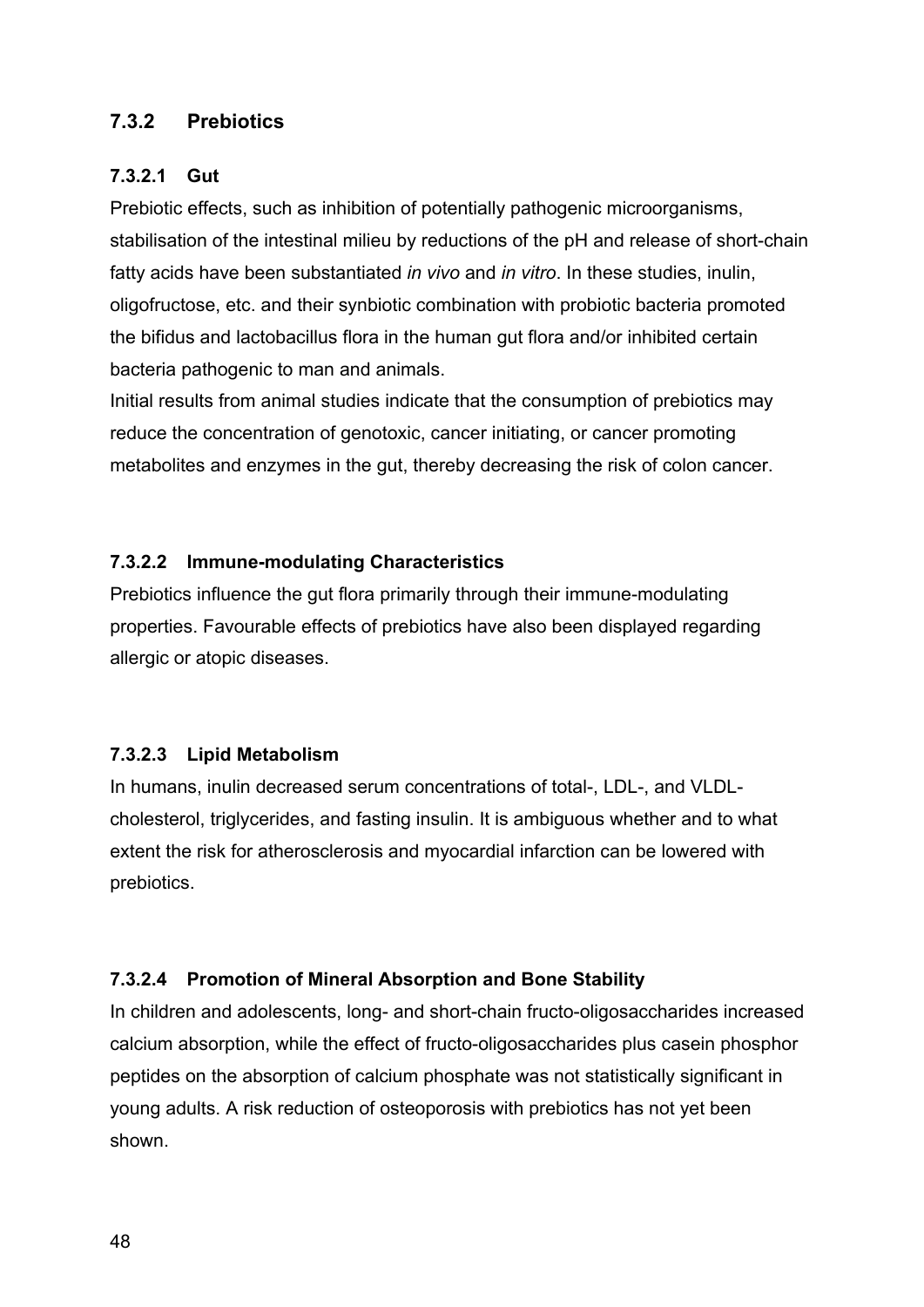### 7.3.2 Prebiotics

#### 7.3.2.1 Gut

Prebiotic effects, such as inhibition of potentially pathogenic microorganisms, stabilisation of the intestinal milieu by reductions of the pH and release of short-chain fatty acids have been substantiated *in vivo* and *in vitro*. In these studies, inulin, oligofructose, etc. and their synbiotic combination with probiotic bacteria promoted the bifidus and lactobacillus flora in the human gut flora and/or inhibited certain bacteria pathogenic to man and animals.

Initial results from animal studies indicate that the consumption of prebiotics may reduce the concentration of genotoxic, cancer initiating, or cancer promoting metabolites and enzymes in the gut, thereby decreasing the risk of colon cancer.

#### 7.3.2.2 Immune-modulating Characteristics

Prebiotics influence the gut flora primarily through their immune-modulating properties. Favourable effects of prebiotics have also been displayed regarding allergic or atopic diseases.

#### 7.3.2.3 Lipid Metabolism

In humans, inulin decreased serum concentrations of total-, LDL-, and VLDL-cholesterol, triglycerides, and fasting insulin. It is ambiguous whether and to what extent the risk for atherosclerosis and myocardial infarction can be lowered with prebiotics.

#### 7.3.2.4 Promotion of Mineral Absorption and Bone Stability

In children and adolescents, long- and short-chain fructo-oligosaccharides increased calcium absorption, while the effect of fructo-oligosaccharides plus casein phosphor peptides on the absorption of calcium phosphate was not statistically significant in young adults. A risk reduction of osteoporosis with prebiotics has not yet been shown.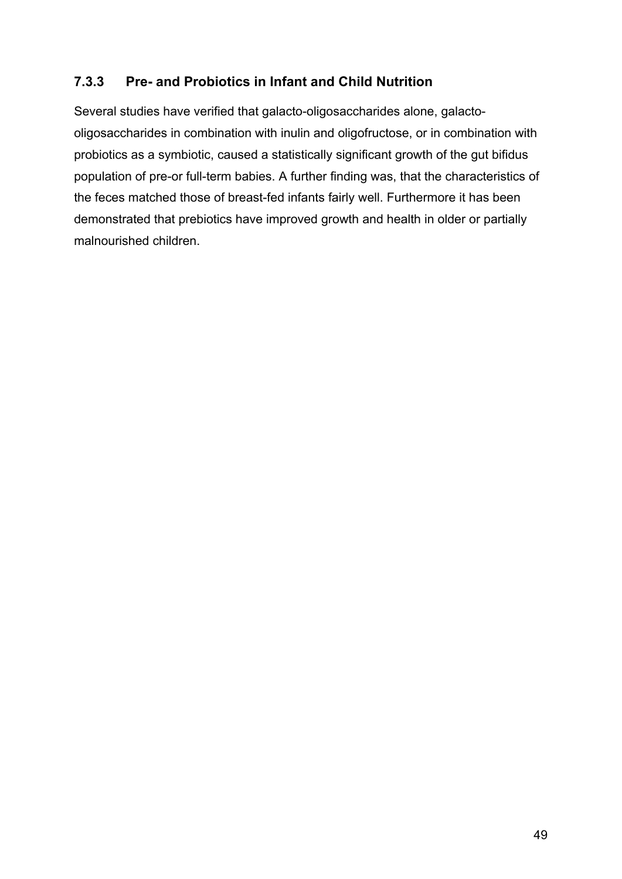### 7.3.3 Pre- and Probiotics in Infant and Child Nutrition

Several studies have verified that galacto-oligosaccharides alone, galacto-oligosaccharides in combination with inulin and oligofructose, or in combination with probiotics as a symbiotic, caused a statistically significant growth of the gut bifidus population of pre-or full-term babies. A further finding was, that the characteristics of the feces matched those of breast-fed infants fairly well. Furthermore it has been demonstrated that prebiotics have improved growth and health in older or partially malnourished children.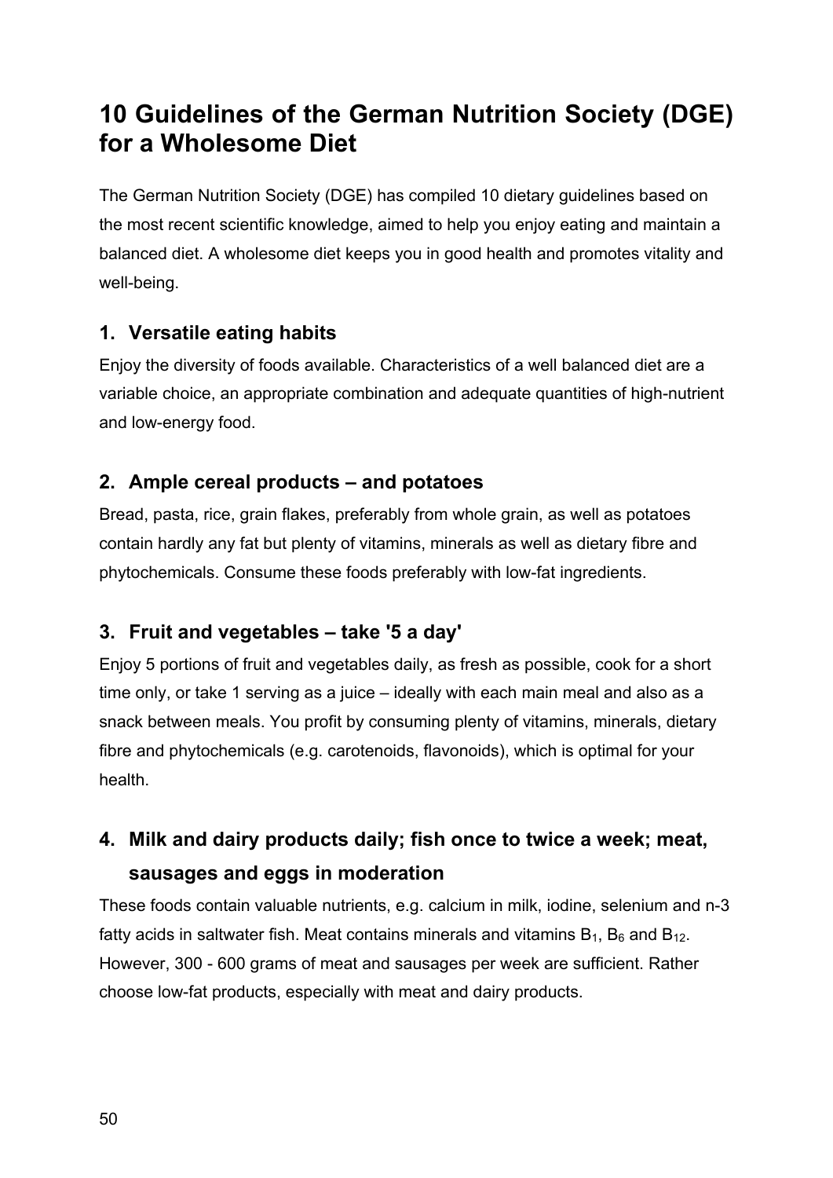# 10 Guidelines of the German Nutrition Society (DGE) for a Wholesome Diet

The German Nutrition Society (DGE) has compiled 10 dietary guidelines based on the most recent scientific knowledge, aimed to help you enjoy eating and maintain a balanced diet. A wholesome diet keeps you in good health and promotes vitality and well-being.

## 1. Versatile eating habits

Enjoy the diversity of foods available. Characteristics of a well balanced diet are a variable choice, an appropriate combination and adequate quantities of high-nutrient and low-energy food.

## 2. Ample cereal products – and potatoes

Bread, pasta, rice, grain flakes, preferably from whole grain, as well as potatoes contain hardly any fat but plenty of vitamins, minerals as well as dietary fibre and phytochemicals. Consume these foods preferably with low-fat ingredients.

## 3. Fruit and vegetables – take '5 a day'

Enjoy 5 portions of fruit and vegetables daily, as fresh as possible, cook for a short time only, or take 1 serving as a juice – ideally with each main meal and also as a snack between meals. You profit by consuming plenty of vitamins, minerals, dietary fibre and phytochemicals (e.g. carotenoids, flavonoids), which is optimal for your health.

## 4. Milk and dairy products daily; fish once to twice a week; meat, sausages and eggs in moderation

These foods contain valuable nutrients, e.g. calcium in milk, iodine, selenium and n-3 fatty acids in saltwater fish. Meat contains minerals and vitamins $B_1$, $B_6$ and $B_{12}$. However, 300 - 600 grams of meat and sausages per week are sufficient. Rather choose low-fat products, especially with meat and dairy products.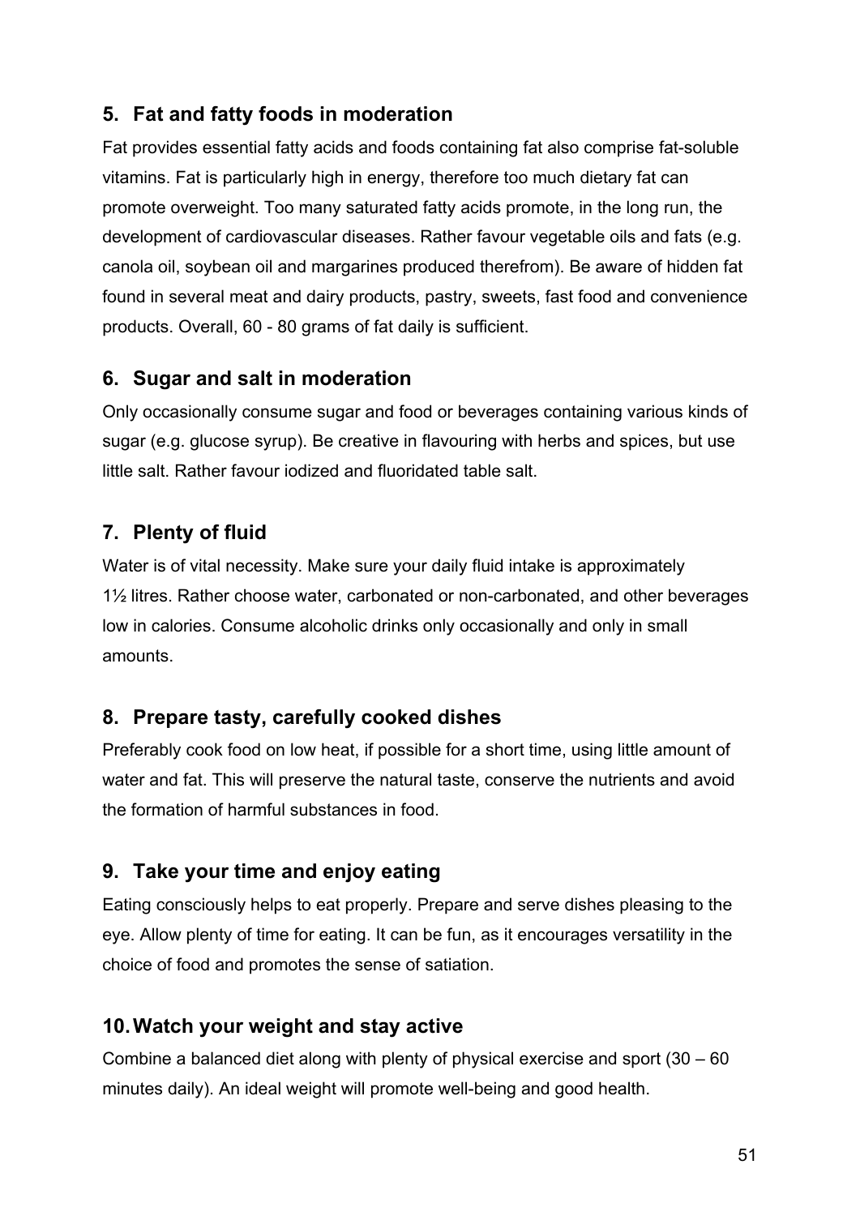## 5. Fat and fatty foods in moderation

Fat provides essential fatty acids and foods containing fat also comprise fat-soluble vitamins. Fat is particularly high in energy, therefore too much dietary fat can promote overweight. Too many saturated fatty acids promote, in the long run, the development of cardiovascular diseases. Rather favour vegetable oils and fats (e.g. canola oil, soybean oil and margarines produced therefrom). Be aware of hidden fat found in several meat and dairy products, pastry, sweets, fast food and convenience products. Overall, 60 - 80 grams of fat daily is sufficient.

## 6. Sugar and salt in moderation

Only occasionally consume sugar and food or beverages containing various kinds of sugar (e.g. glucose syrup). Be creative in flavouring with herbs and spices, but use little salt. Rather favour iodized and fluoridated table salt.

## 7. Plenty of fluid

Water is of vital necessity. Make sure your daily fluid intake is approximately 1½ litres. Rather choose water, carbonated or non-carbonated, and other beverages low in calories. Consume alcoholic drinks only occasionally and only in small amounts.

## 8. Prepare tasty, carefully cooked dishes

Preferably cook food on low heat, if possible for a short time, using little amount of water and fat. This will preserve the natural taste, conserve the nutrients and avoid the formation of harmful substances in food.

## 9. Take your time and enjoy eating

Eating consciously helps to eat properly. Prepare and serve dishes pleasing to the eye. Allow plenty of time for eating. It can be fun, as it encourages versatility in the choice of food and promotes the sense of satiation.

## 10. Watch your weight and stay active

Combine a balanced diet along with plenty of physical exercise and sport (30 – 60 minutes daily). An ideal weight will promote well-being and good health.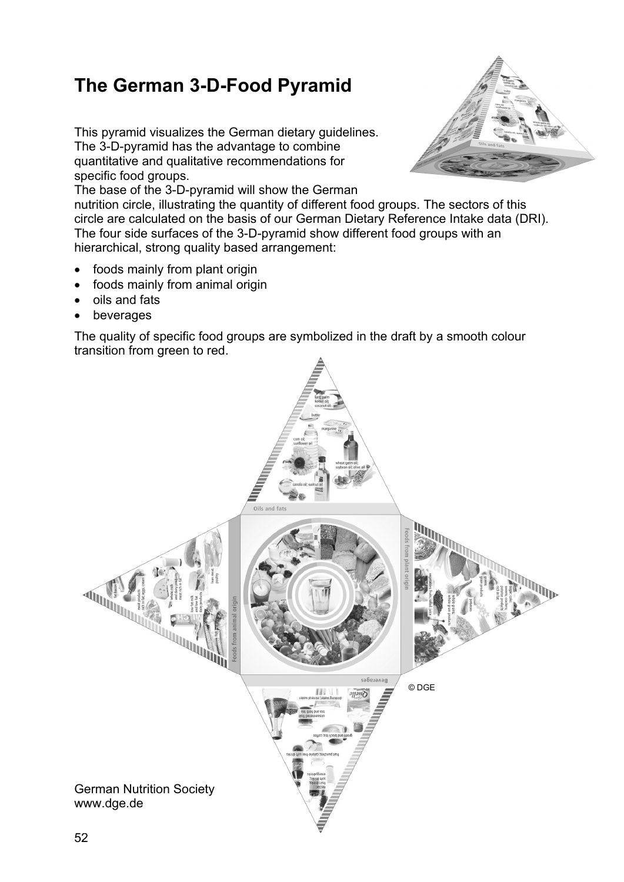# The German 3-D-Food Pyramid

This pyramid visualizes the German dietary guidelines. The 3-D-pyramid has the advantage to combine quantitative and qualitative recommendations for specific food groups.
The base of the 3-D-pyramid will show the German nutrition circle, illustrating the quantity of different food groups. The sectors of this circle are calculated on the basis of our German Dietary Reference Intake data (DRI).
The four side surfaces of the 3-D-pyramid show different food groups with an hierarchical, strong quality based arrangement:

- foods mainly from plant origin
- foods mainly from animal origin
- oils and fats
- beverages

The quality of specific food groups are symbolized in the draft by a smooth colour transition from green to red.

© DGE

German Nutrition Society
www.dge.de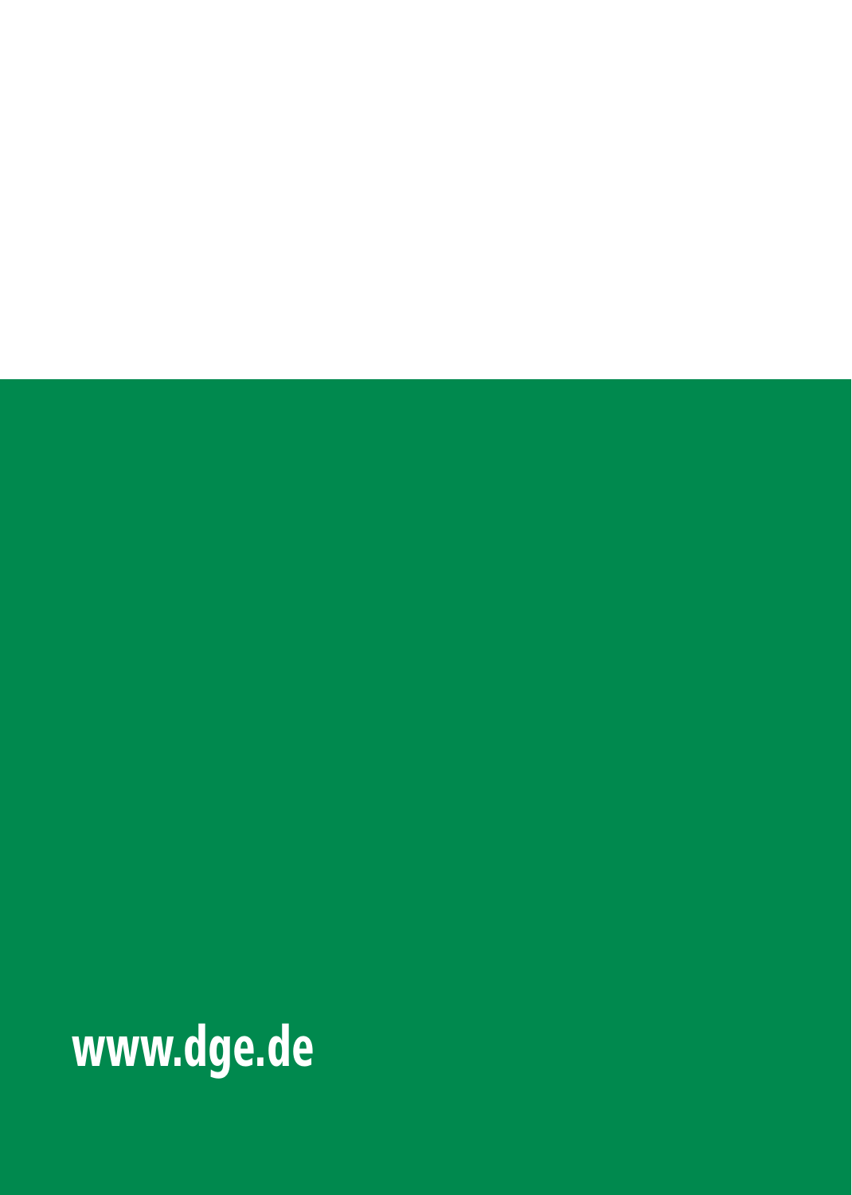**www.dge.de**